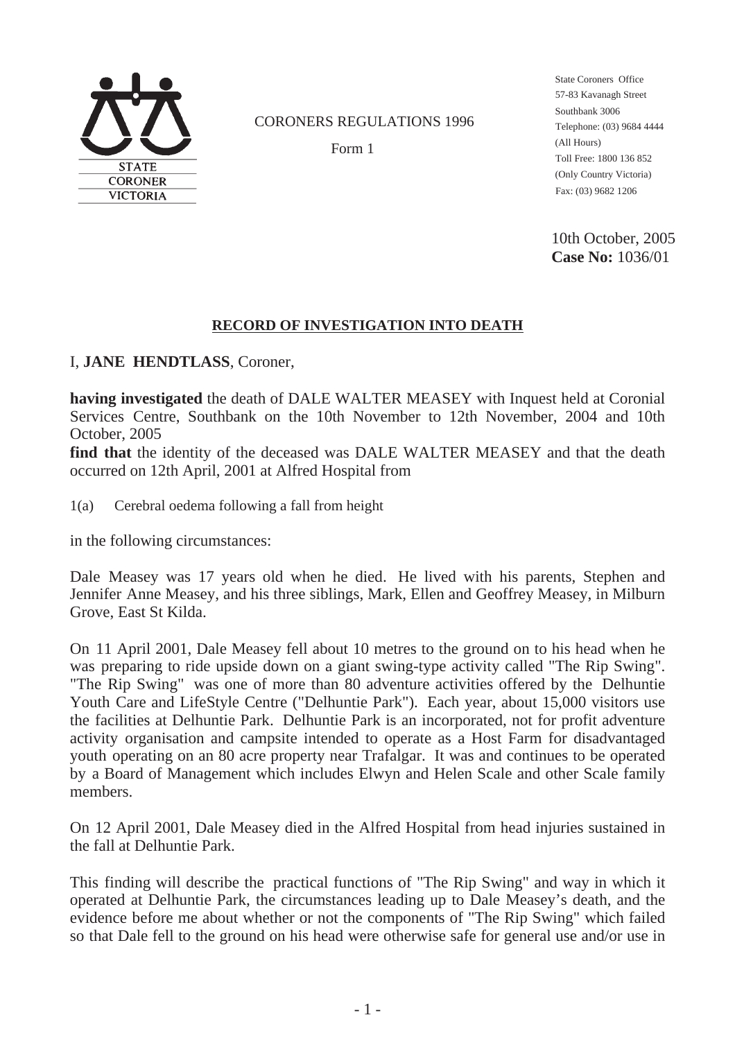STATE CORONER VICTORIA

CORONERS REGULATIONS 1996

Form 1

State Coroners Office
57-83 Kavanagh Street
Southbank 3006
Telephone: (03) 9684 4444
(All Hours)
Toll Free: 1800 136 852
(Only Country Victoria)
Fax: (03) 9682 1206

10th October, 2005
**Case No:** 1036/01

## RECORD OF INVESTIGATION INTO DEATH

I, **JANE HENDTLASS**, Coroner,

**having investigated** the death of DALE WALTER MEASEY with Inquest held at Coronial Services Centre, Southbank on the 10th November to 12th November, 2004 and 10th October, 2005

**find that** the identity of the deceased was DALE WALTER MEASEY and that the death occurred on 12th April, 2001 at Alfred Hospital from

1(a) Cerebral oedema following a fall from height

in the following circumstances:

Dale Measey was 17 years old when he died. He lived with his parents, Stephen and Jennifer Anne Measey, and his three siblings, Mark, Ellen and Geoffrey Measey, in Milburn Grove, East St Kilda.

On 11 April 2001, Dale Measey fell about 10 metres to the ground on to his head when he was preparing to ride upside down on a giant swing-type activity called "The Rip Swing". "The Rip Swing" was one of more than 80 adventure activities offered by the Delhuntie Youth Care and LifeStyle Centre ("Delhuntie Park"). Each year, about 15,000 visitors use the facilities at Delhuntie Park. Delhuntie Park is an incorporated, not for profit adventure activity organisation and campsite intended to operate as a Host Farm for disadvantaged youth operating on an 80 acre property near Trafalgar. It was and continues to be operated by a Board of Management which includes Elwyn and Helen Scale and other Scale family members.

On 12 April 2001, Dale Measey died in the Alfred Hospital from head injuries sustained in the fall at Delhuntie Park.

This finding will describe the practical functions of "The Rip Swing" and way in which it operated at Delhuntie Park, the circumstances leading up to Dale Measey's death, and the evidence before me about whether or not the components of "The Rip Swing" which failed so that Dale fell to the ground on his head were otherwise safe for general use and/or use in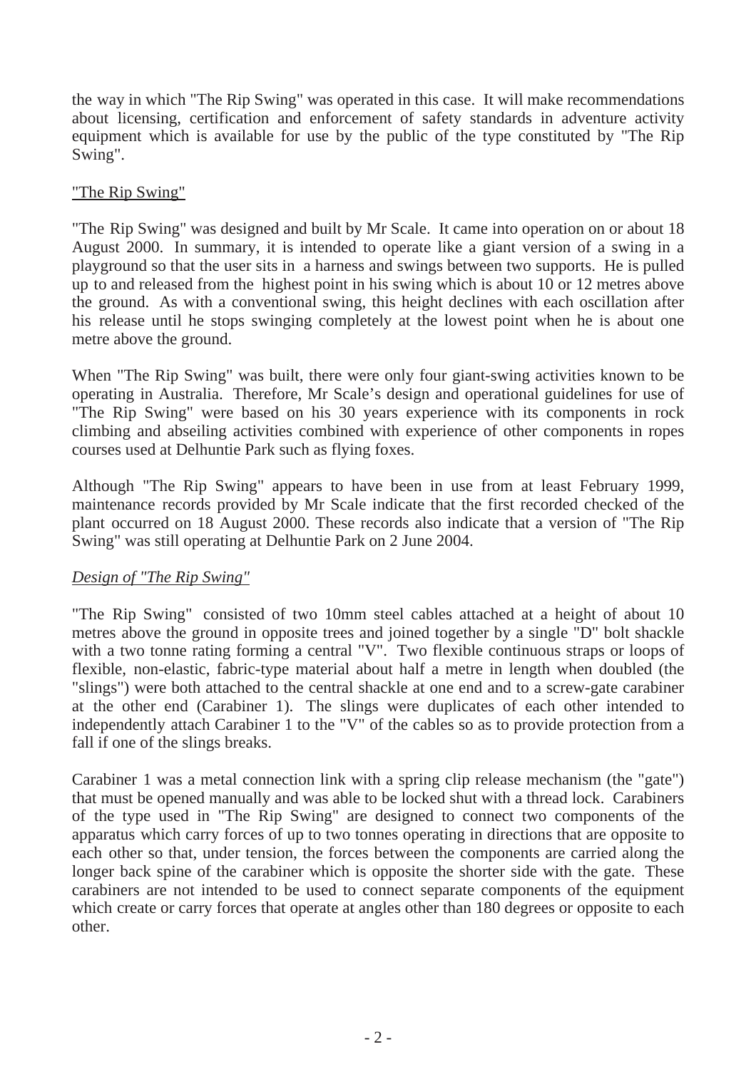the way in which "The Rip Swing" was operated in this case. It will make recommendations about licensing, certification and enforcement of safety standards in adventure activity equipment which is available for use by the public of the type constituted by "The Rip Swing".

<u>"The Rip Swing"</u>

"The Rip Swing" was designed and built by Mr Scale. It came into operation on or about 18 August 2000. In summary, it is intended to operate like a giant version of a swing in a playground so that the user sits in a harness and swings between two supports. He is pulled up to and released from the highest point in his swing which is about 10 or 12 metres above the ground. As with a conventional swing, this height declines with each oscillation after his release until he stops swinging completely at the lowest point when he is about one metre above the ground.

When "The Rip Swing" was built, there were only four giant-swing activities known to be operating in Australia. Therefore, Mr Scale's design and operational guidelines for use of "The Rip Swing" were based on his 30 years experience with its components in rock climbing and abseiling activities combined with experience of other components in ropes courses used at Delhuntie Park such as flying foxes.

Although "The Rip Swing" appears to have been in use from at least February 1999, maintenance records provided by Mr Scale indicate that the first recorded checked of the plant occurred on 18 August 2000. These records also indicate that a version of "The Rip Swing" was still operating at Delhuntie Park on 2 June 2004.

*<u>Design of "The Rip Swing"</u>*

"The Rip Swing" consisted of two 10mm steel cables attached at a height of about 10 metres above the ground in opposite trees and joined together by a single "D" bolt shackle with a two tonne rating forming a central "V". Two flexible continuous straps or loops of flexible, non-elastic, fabric-type material about half a metre in length when doubled (the "slings") were both attached to the central shackle at one end and to a screw-gate carabiner at the other end (Carabiner 1). The slings were duplicates of each other intended to independently attach Carabiner 1 to the "V" of the cables so as to provide protection from a fall if one of the slings breaks.

Carabiner 1 was a metal connection link with a spring clip release mechanism (the "gate") that must be opened manually and was able to be locked shut with a thread lock. Carabiners of the type used in "The Rip Swing" are designed to connect two components of the apparatus which carry forces of up to two tonnes operating in directions that are opposite to each other so that, under tension, the forces between the components are carried along the longer back spine of the carabiner which is opposite the shorter side with the gate. These carabiners are not intended to be used to connect separate components of the equipment which create or carry forces that operate at angles other than 180 degrees or opposite to each other.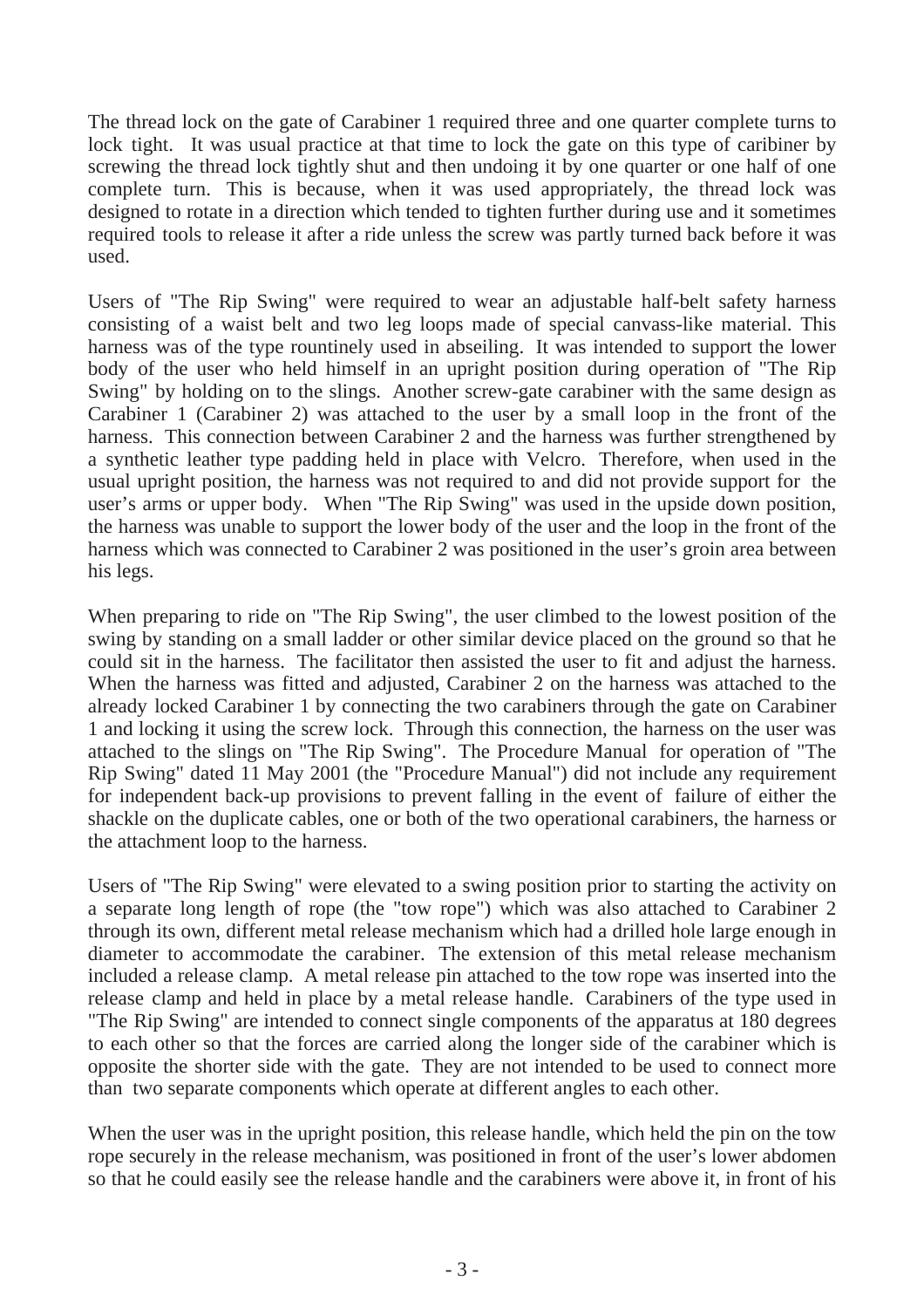The thread lock on the gate of Carabiner 1 required three and one quarter complete turns to lock tight. It was usual practice at that time to lock the gate on this type of caribiner by screwing the thread lock tightly shut and then undoing it by one quarter or one half of one complete turn. This is because, when it was used appropriately, the thread lock was designed to rotate in a direction which tended to tighten further during use and it sometimes required tools to release it after a ride unless the screw was partly turned back before it was used.

Users of "The Rip Swing" were required to wear an adjustable half-belt safety harness consisting of a waist belt and two leg loops made of special canvass-like material. This harness was of the type rountinely used in abseiling. It was intended to support the lower body of the user who held himself in an upright position during operation of "The Rip Swing" by holding on to the slings. Another screw-gate carabiner with the same design as Carabiner 1 (Carabiner 2) was attached to the user by a small loop in the front of the harness. This connection between Carabiner 2 and the harness was further strengthened by a synthetic leather type padding held in place with Velcro. Therefore, when used in the usual upright position, the harness was not required to and did not provide support for the user's arms or upper body. When "The Rip Swing" was used in the upside down position, the harness was unable to support the lower body of the user and the loop in the front of the harness which was connected to Carabiner 2 was positioned in the user's groin area between his legs.

When preparing to ride on "The Rip Swing", the user climbed to the lowest position of the swing by standing on a small ladder or other similar device placed on the ground so that he could sit in the harness. The facilitator then assisted the user to fit and adjust the harness. When the harness was fitted and adjusted, Carabiner 2 on the harness was attached to the already locked Carabiner 1 by connecting the two carabiners through the gate on Carabiner 1 and locking it using the screw lock. Through this connection, the harness on the user was attached to the slings on "The Rip Swing". The Procedure Manual for operation of "The Rip Swing" dated 11 May 2001 (the "Procedure Manual") did not include any requirement for independent back-up provisions to prevent falling in the event of failure of either the shackle on the duplicate cables, one or both of the two operational carabiners, the harness or the attachment loop to the harness.

Users of "The Rip Swing" were elevated to a swing position prior to starting the activity on a separate long length of rope (the "tow rope") which was also attached to Carabiner 2 through its own, different metal release mechanism which had a drilled hole large enough in diameter to accommodate the carabiner. The extension of this metal release mechanism included a release clamp. A metal release pin attached to the tow rope was inserted into the release clamp and held in place by a metal release handle. Carabiners of the type used in "The Rip Swing" are intended to connect single components of the apparatus at 180 degrees to each other so that the forces are carried along the longer side of the carabiner which is opposite the shorter side with the gate. They are not intended to be used to connect more than two separate components which operate at different angles to each other.

When the user was in the upright position, this release handle, which held the pin on the tow rope securely in the release mechanism, was positioned in front of the user's lower abdomen so that he could easily see the release handle and the carabiners were above it, in front of his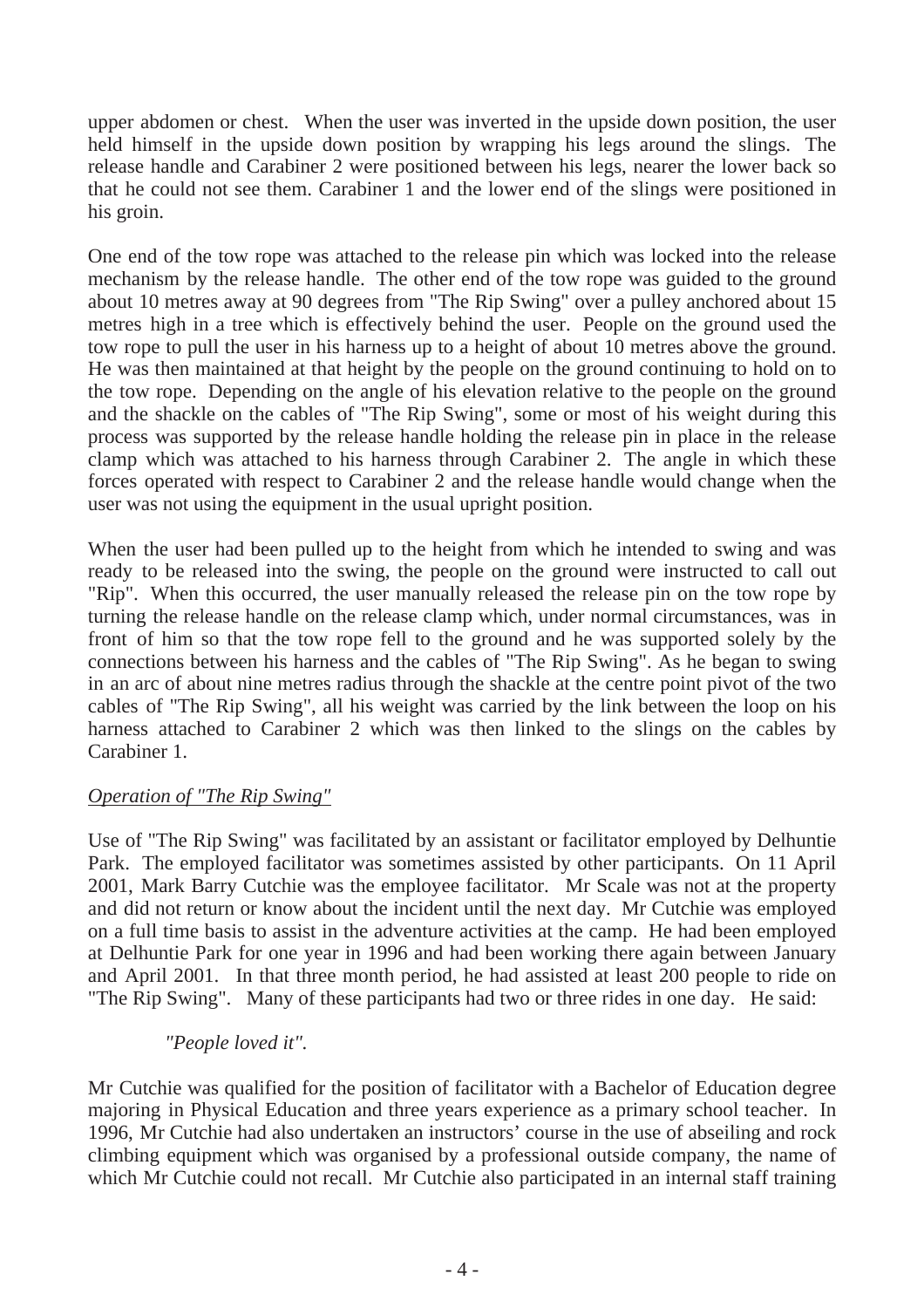upper abdomen or chest. When the user was inverted in the upside down position, the user held himself in the upside down position by wrapping his legs around the slings. The release handle and Carabiner 2 were positioned between his legs, nearer the lower back so that he could not see them. Carabiner 1 and the lower end of the slings were positioned in his groin.

One end of the tow rope was attached to the release pin which was locked into the release mechanism by the release handle. The other end of the tow rope was guided to the ground about 10 metres away at 90 degrees from "The Rip Swing" over a pulley anchored about 15 metres high in a tree which is effectively behind the user. People on the ground used the tow rope to pull the user in his harness up to a height of about 10 metres above the ground. He was then maintained at that height by the people on the ground continuing to hold on to the tow rope. Depending on the angle of his elevation relative to the people on the ground and the shackle on the cables of "The Rip Swing", some or most of his weight during this process was supported by the release handle holding the release pin in place in the release clamp which was attached to his harness through Carabiner 2. The angle in which these forces operated with respect to Carabiner 2 and the release handle would change when the user was not using the equipment in the usual upright position.

When the user had been pulled up to the height from which he intended to swing and was ready to be released into the swing, the people on the ground were instructed to call out "Rip". When this occurred, the user manually released the release pin on the tow rope by turning the release handle on the release clamp which, under normal circumstances, was in front of him so that the tow rope fell to the ground and he was supported solely by the connections between his harness and the cables of "The Rip Swing". As he began to swing in an arc of about nine metres radius through the shackle at the centre point pivot of the two cables of "The Rip Swing", all his weight was carried by the link between the loop on his harness attached to Carabiner 2 which was then linked to the slings on the cables by Carabiner 1.

_Operation of "The Rip Swing"_

Use of "The Rip Swing" was facilitated by an assistant or facilitator employed by Delhuntie Park. The employed facilitator was sometimes assisted by other participants. On 11 April 2001, Mark Barry Cutchie was the employee facilitator. Mr Scale was not at the property and did not return or know about the incident until the next day. Mr Cutchie was employed on a full time basis to assist in the adventure activities at the camp. He had been employed at Delhuntie Park for one year in 1996 and had been working there again between January and April 2001. In that three month period, he had assisted at least 200 people to ride on "The Rip Swing". Many of these participants had two or three rides in one day. He said:

> *"People loved it".*

Mr Cutchie was qualified for the position of facilitator with a Bachelor of Education degree majoring in Physical Education and three years experience as a primary school teacher. In 1996, Mr Cutchie had also undertaken an instructors' course in the use of abseiling and rock climbing equipment which was organised by a professional outside company, the name of which Mr Cutchie could not recall. Mr Cutchie also participated in an internal staff training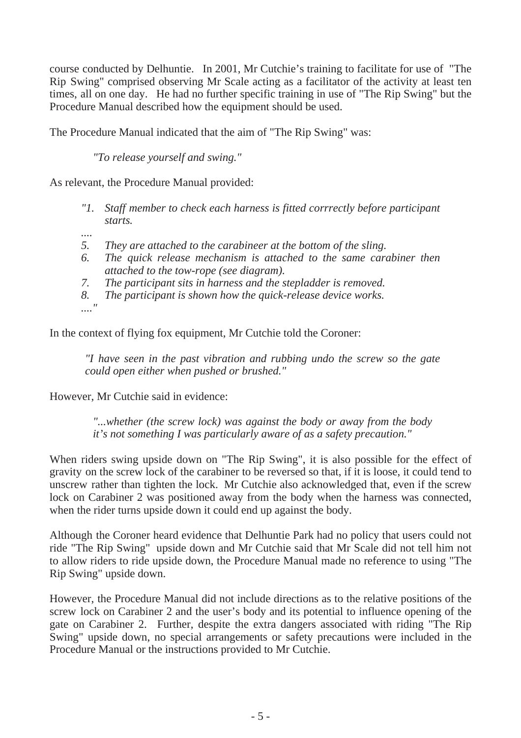course conducted by Delhuntie. In 2001, Mr Cutchie's training to facilitate for use of "The Rip Swing" comprised observing Mr Scale acting as a facilitator of the activity at least ten times, all on one day. He had no further specific training in use of "The Rip Swing" but the Procedure Manual described how the equipment should be used.

The Procedure Manual indicated that the aim of "The Rip Swing" was:

> *"To release yourself and swing."*

As relevant, the Procedure Manual provided:

> *"1. Staff member to check each harness is fitted corrrectly before participant starts.*
> *....*
> *5. They are attached to the carabineer at the bottom of the sling.*
> *6. The quick release mechanism is attached to the same carabiner then attached to the tow-rope (see diagram).*
> *7. The participant sits in harness and the stepladder is removed.*
> *8. The participant is shown how the quick-release device works.*
> *...."*

In the context of flying fox equipment, Mr Cutchie told the Coroner:

> *"I have seen in the past vibration and rubbing undo the screw so the gate could open either when pushed or brushed."*

However, Mr Cutchie said in evidence:

> *"...whether (the screw lock) was against the body or away from the body it's not something I was particularly aware of as a safety precaution."*

When riders swing upside down on "The Rip Swing", it is also possible for the effect of gravity on the screw lock of the carabiner to be reversed so that, if it is loose, it could tend to unscrew rather than tighten the lock. Mr Cutchie also acknowledged that, even if the screw lock on Carabiner 2 was positioned away from the body when the harness was connected, when the rider turns upside down it could end up against the body.

Although the Coroner heard evidence that Delhuntie Park had no policy that users could not ride "The Rip Swing" upside down and Mr Cutchie said that Mr Scale did not tell him not to allow riders to ride upside down, the Procedure Manual made no reference to using "The Rip Swing" upside down.

However, the Procedure Manual did not include directions as to the relative positions of the screw lock on Carabiner 2 and the user's body and its potential to influence opening of the gate on Carabiner 2. Further, despite the extra dangers associated with riding "The Rip Swing" upside down, no special arrangements or safety precautions were included in the Procedure Manual or the instructions provided to Mr Cutchie.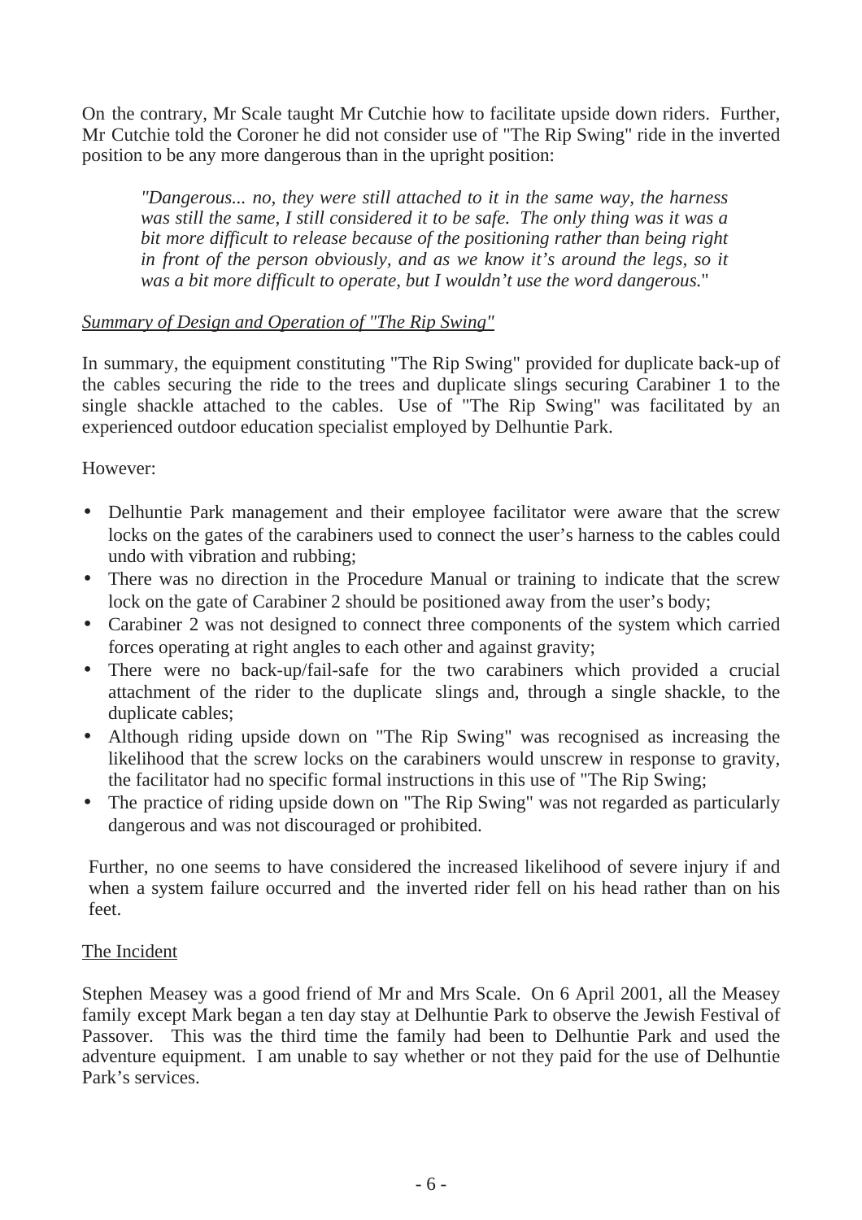On the contrary, Mr Scale taught Mr Cutchie how to facilitate upside down riders. Further, Mr Cutchie told the Coroner he did not consider use of "The Rip Swing" ride in the inverted position to be any more dangerous than in the upright position:

> *"Dangerous... no, they were still attached to it in the same way, the harness was still the same, I still considered it to be safe. The only thing was it was a bit more difficult to release because of the positioning rather than being right in front of the person obviously, and as we know it's around the legs, so it was a bit more difficult to operate, but I wouldn't use the word dangerous."*

*Summary of Design and Operation of "The Rip Swing"*

In summary, the equipment constituting "The Rip Swing" provided for duplicate back-up of the cables securing the ride to the trees and duplicate slings securing Carabiner 1 to the single shackle attached to the cables. Use of "The Rip Swing" was facilitated by an experienced outdoor education specialist employed by Delhuntie Park.

However:

- Delhuntie Park management and their employee facilitator were aware that the screw locks on the gates of the carabiners used to connect the user's harness to the cables could undo with vibration and rubbing;
- There was no direction in the Procedure Manual or training to indicate that the screw lock on the gate of Carabiner 2 should be positioned away from the user's body;
- Carabiner 2 was not designed to connect three components of the system which carried forces operating at right angles to each other and against gravity;
- There were no back-up/fail-safe for the two carabiners which provided a crucial attachment of the rider to the duplicate slings and, through a single shackle, to the duplicate cables;
- Although riding upside down on "The Rip Swing" was recognised as increasing the likelihood that the screw locks on the carabiners would unscrew in response to gravity, the facilitator had no specific formal instructions in this use of "The Rip Swing;
- The practice of riding upside down on "The Rip Swing" was not regarded as particularly dangerous and was not discouraged or prohibited.

Further, no one seems to have considered the increased likelihood of severe injury if and when a system failure occurred and the inverted rider fell on his head rather than on his feet.

The Incident

Stephen Measey was a good friend of Mr and Mrs Scale. On 6 April 2001, all the Measey family except Mark began a ten day stay at Delhuntie Park to observe the Jewish Festival of Passover. This was the third time the family had been to Delhuntie Park and used the adventure equipment. I am unable to say whether or not they paid for the use of Delhuntie Park's services.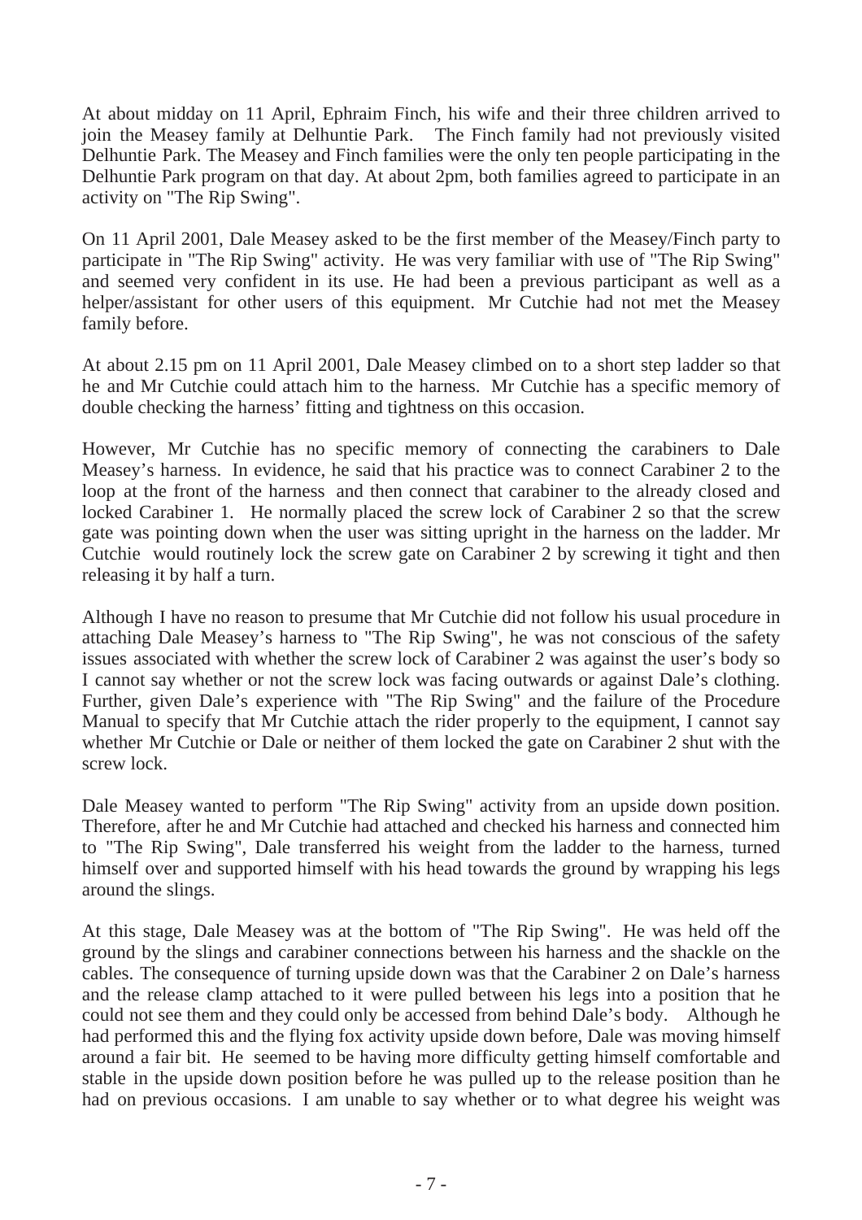At about midday on 11 April, Ephraim Finch, his wife and their three children arrived to join the Measey family at Delhuntie Park. The Finch family had not previously visited Delhuntie Park. The Measey and Finch families were the only ten people participating in the Delhuntie Park program on that day. At about 2pm, both families agreed to participate in an activity on "The Rip Swing".

On 11 April 2001, Dale Measey asked to be the first member of the Measey/Finch party to participate in "The Rip Swing" activity. He was very familiar with use of "The Rip Swing" and seemed very confident in its use. He had been a previous participant as well as a helper/assistant for other users of this equipment. Mr Cutchie had not met the Measey family before.

At about 2.15 pm on 11 April 2001, Dale Measey climbed on to a short step ladder so that he and Mr Cutchie could attach him to the harness. Mr Cutchie has a specific memory of double checking the harness' fitting and tightness on this occasion.

However, Mr Cutchie has no specific memory of connecting the carabiners to Dale Measey's harness. In evidence, he said that his practice was to connect Carabiner 2 to the loop at the front of the harness and then connect that carabiner to the already closed and locked Carabiner 1. He normally placed the screw lock of Carabiner 2 so that the screw gate was pointing down when the user was sitting upright in the harness on the ladder. Mr Cutchie would routinely lock the screw gate on Carabiner 2 by screwing it tight and then releasing it by half a turn.

Although I have no reason to presume that Mr Cutchie did not follow his usual procedure in attaching Dale Measey's harness to "The Rip Swing", he was not conscious of the safety issues associated with whether the screw lock of Carabiner 2 was against the user's body so I cannot say whether or not the screw lock was facing outwards or against Dale's clothing. Further, given Dale's experience with "The Rip Swing" and the failure of the Procedure Manual to specify that Mr Cutchie attach the rider properly to the equipment, I cannot say whether Mr Cutchie or Dale or neither of them locked the gate on Carabiner 2 shut with the screw lock.

Dale Measey wanted to perform "The Rip Swing" activity from an upside down position. Therefore, after he and Mr Cutchie had attached and checked his harness and connected him to "The Rip Swing", Dale transferred his weight from the ladder to the harness, turned himself over and supported himself with his head towards the ground by wrapping his legs around the slings.

At this stage, Dale Measey was at the bottom of "The Rip Swing". He was held off the ground by the slings and carabiner connections between his harness and the shackle on the cables. The consequence of turning upside down was that the Carabiner 2 on Dale's harness and the release clamp attached to it were pulled between his legs into a position that he could not see them and they could only be accessed from behind Dale's body. Although he had performed this and the flying fox activity upside down before, Dale was moving himself around a fair bit. He seemed to be having more difficulty getting himself comfortable and stable in the upside down position before he was pulled up to the release position than he had on previous occasions. I am unable to say whether or to what degree his weight was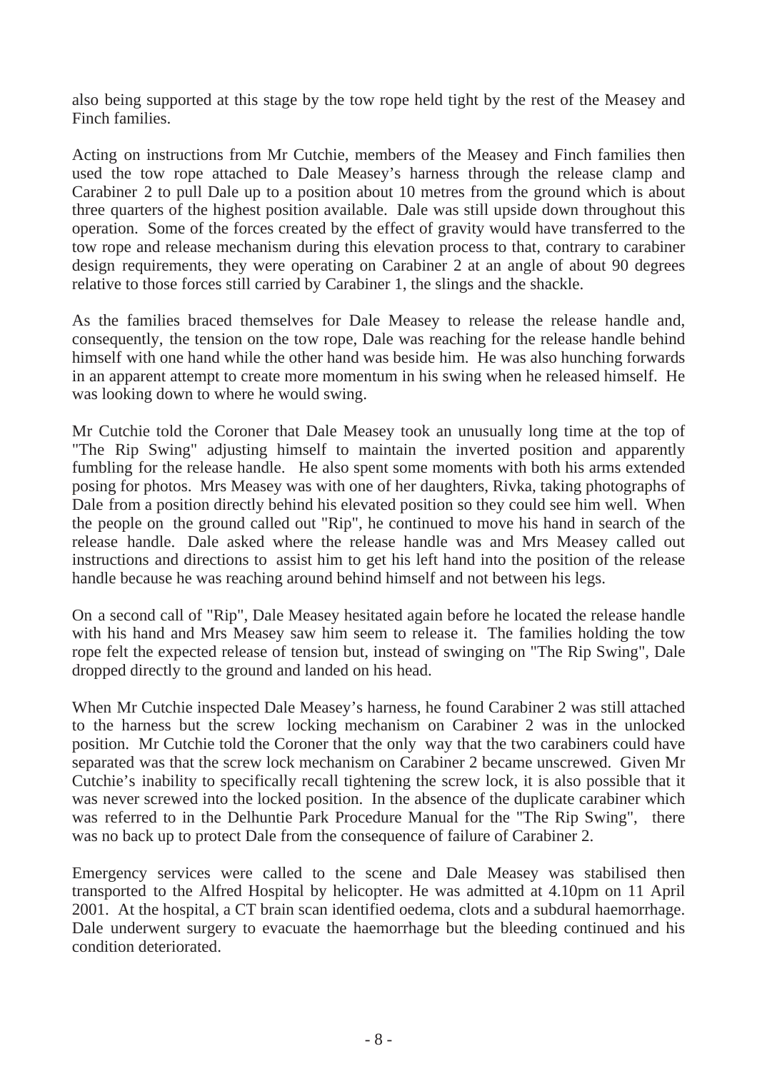also being supported at this stage by the tow rope held tight by the rest of the Measey and Finch families.

Acting on instructions from Mr Cutchie, members of the Measey and Finch families then used the tow rope attached to Dale Measey's harness through the release clamp and Carabiner 2 to pull Dale up to a position about 10 metres from the ground which is about three quarters of the highest position available. Dale was still upside down throughout this operation. Some of the forces created by the effect of gravity would have transferred to the tow rope and release mechanism during this elevation process to that, contrary to carabiner design requirements, they were operating on Carabiner 2 at an angle of about 90 degrees relative to those forces still carried by Carabiner 1, the slings and the shackle.

As the families braced themselves for Dale Measey to release the release handle and, consequently, the tension on the tow rope, Dale was reaching for the release handle behind himself with one hand while the other hand was beside him. He was also hunching forwards in an apparent attempt to create more momentum in his swing when he released himself. He was looking down to where he would swing.

Mr Cutchie told the Coroner that Dale Measey took an unusually long time at the top of "The Rip Swing" adjusting himself to maintain the inverted position and apparently fumbling for the release handle. He also spent some moments with both his arms extended posing for photos. Mrs Measey was with one of her daughters, Rivka, taking photographs of Dale from a position directly behind his elevated position so they could see him well. When the people on the ground called out "Rip", he continued to move his hand in search of the release handle. Dale asked where the release handle was and Mrs Measey called out instructions and directions to assist him to get his left hand into the position of the release handle because he was reaching around behind himself and not between his legs.

On a second call of "Rip", Dale Measey hesitated again before he located the release handle with his hand and Mrs Measey saw him seem to release it. The families holding the tow rope felt the expected release of tension but, instead of swinging on "The Rip Swing", Dale dropped directly to the ground and landed on his head.

When Mr Cutchie inspected Dale Measey's harness, he found Carabiner 2 was still attached to the harness but the screw locking mechanism on Carabiner 2 was in the unlocked position. Mr Cutchie told the Coroner that the only way that the two carabiners could have separated was that the screw lock mechanism on Carabiner 2 became unscrewed. Given Mr Cutchie's inability to specifically recall tightening the screw lock, it is also possible that it was never screwed into the locked position. In the absence of the duplicate carabiner which was referred to in the Delhuntie Park Procedure Manual for the "The Rip Swing", there was no back up to protect Dale from the consequence of failure of Carabiner 2.

Emergency services were called to the scene and Dale Measey was stabilised then transported to the Alfred Hospital by helicopter. He was admitted at 4.10pm on 11 April 2001. At the hospital, a CT brain scan identified oedema, clots and a subdural haemorrhage. Dale underwent surgery to evacuate the haemorrhage but the bleeding continued and his condition deteriorated.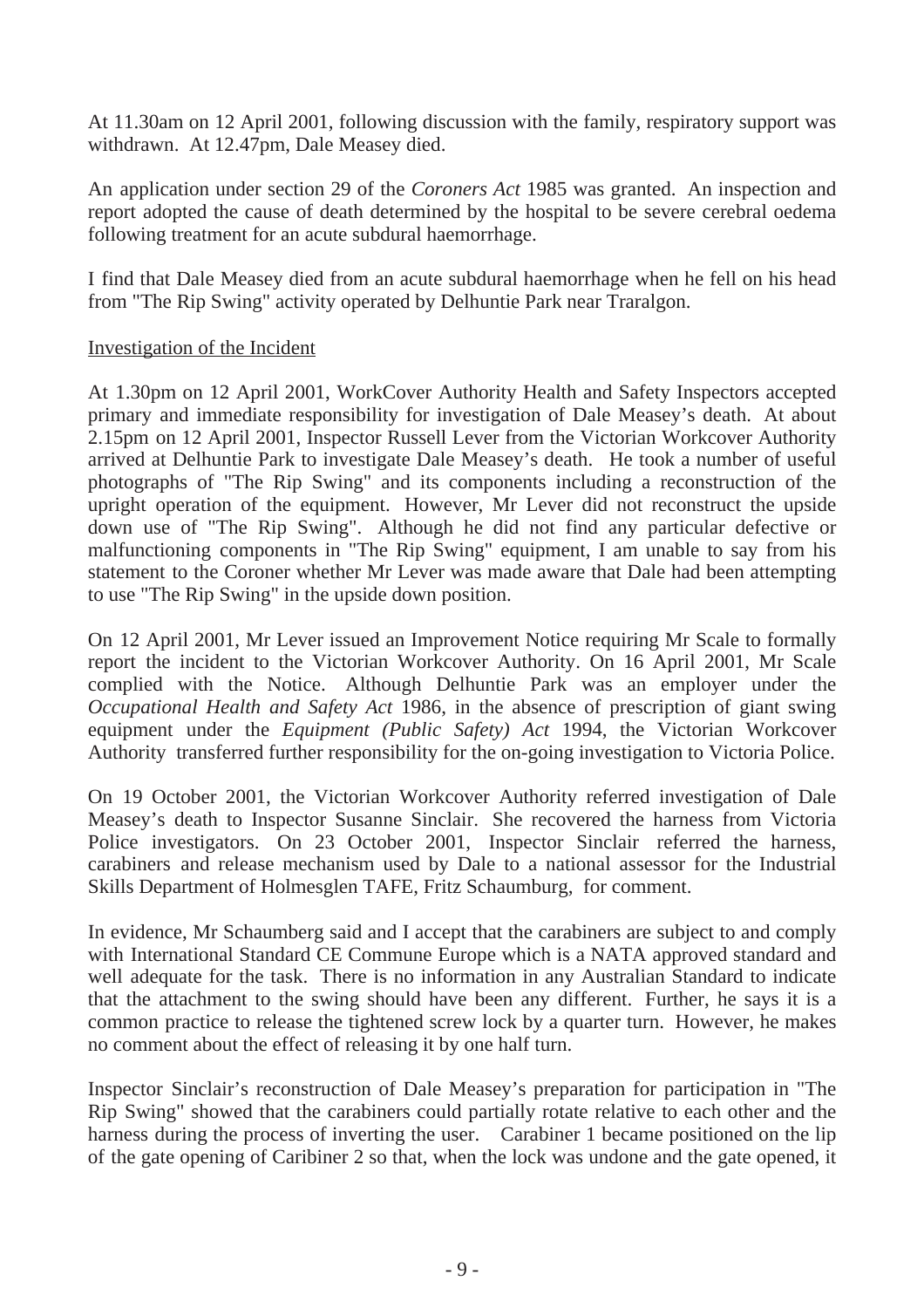At 11.30am on 12 April 2001, following discussion with the family, respiratory support was withdrawn. At 12.47pm, Dale Measey died.

An application under section 29 of the *Coroners Act* 1985 was granted. An inspection and report adopted the cause of death determined by the hospital to be severe cerebral oedema following treatment for an acute subdural haemorrhage.

I find that Dale Measey died from an acute subdural haemorrhage when he fell on his head from "The Rip Swing" activity operated by Delhuntie Park near Traralgon.

## Investigation of the Incident

At 1.30pm on 12 April 2001, WorkCover Authority Health and Safety Inspectors accepted primary and immediate responsibility for investigation of Dale Measey's death. At about 2.15pm on 12 April 2001, Inspector Russell Lever from the Victorian Workcover Authority arrived at Delhuntie Park to investigate Dale Measey's death. He took a number of useful photographs of "The Rip Swing" and its components including a reconstruction of the upright operation of the equipment. However, Mr Lever did not reconstruct the upside down use of "The Rip Swing". Although he did not find any particular defective or malfunctioning components in "The Rip Swing" equipment, I am unable to say from his statement to the Coroner whether Mr Lever was made aware that Dale had been attempting to use "The Rip Swing" in the upside down position.

On 12 April 2001, Mr Lever issued an Improvement Notice requiring Mr Scale to formally report the incident to the Victorian Workcover Authority. On 16 April 2001, Mr Scale complied with the Notice. Although Delhuntie Park was an employer under the *Occupational Health and Safety Act* 1986, in the absence of prescription of giant swing equipment under the *Equipment (Public Safety) Act* 1994, the Victorian Workcover Authority transferred further responsibility for the on-going investigation to Victoria Police.

On 19 October 2001, the Victorian Workcover Authority referred investigation of Dale Measey's death to Inspector Susanne Sinclair. She recovered the harness from Victoria Police investigators. On 23 October 2001, Inspector Sinclair referred the harness, carabiners and release mechanism used by Dale to a national assessor for the Industrial Skills Department of Holmesglen TAFE, Fritz Schaumburg, for comment.

In evidence, Mr Schaumberg said and I accept that the carabiners are subject to and comply with International Standard CE Commune Europe which is a NATA approved standard and well adequate for the task. There is no information in any Australian Standard to indicate that the attachment to the swing should have been any different. Further, he says it is a common practice to release the tightened screw lock by a quarter turn. However, he makes no comment about the effect of releasing it by one half turn.

Inspector Sinclair's reconstruction of Dale Measey's preparation for participation in "The Rip Swing" showed that the carabiners could partially rotate relative to each other and the harness during the process of inverting the user. Carabiner 1 became positioned on the lip of the gate opening of Caribiner 2 so that, when the lock was undone and the gate opened, it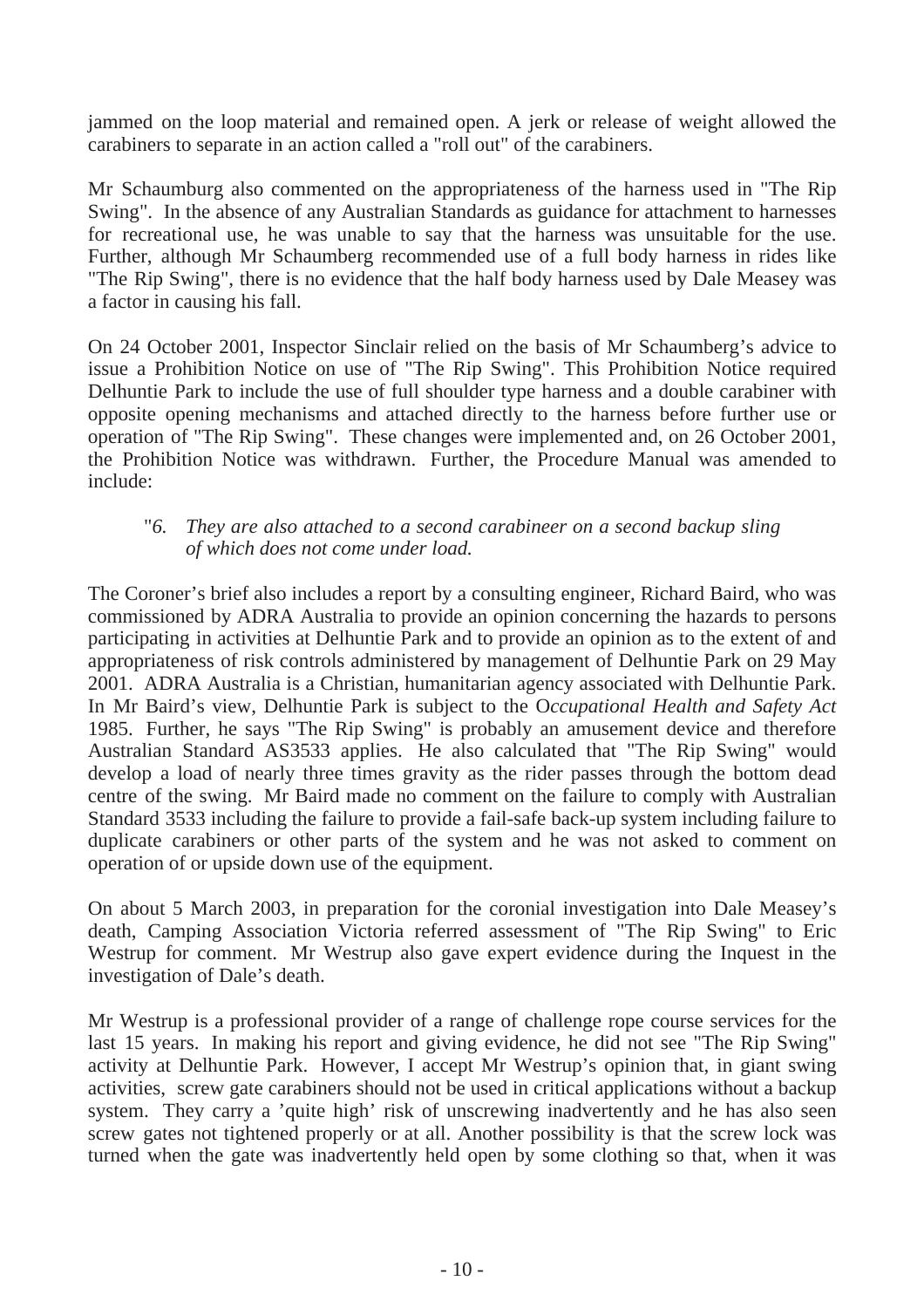jammed on the loop material and remained open. A jerk or release of weight allowed the carabiners to separate in an action called a "roll out" of the carabiners.

Mr Schaumburg also commented on the appropriateness of the harness used in "The Rip Swing". In the absence of any Australian Standards as guidance for attachment to harnesses for recreational use, he was unable to say that the harness was unsuitable for the use. Further, although Mr Schaumberg recommended use of a full body harness in rides like "The Rip Swing", there is no evidence that the half body harness used by Dale Measey was a factor in causing his fall.

On 24 October 2001, Inspector Sinclair relied on the basis of Mr Schaumberg's advice to issue a Prohibition Notice on use of "The Rip Swing". This Prohibition Notice required Delhuntie Park to include the use of full shoulder type harness and a double carabiner with opposite opening mechanisms and attached directly to the harness before further use or operation of "The Rip Swing". These changes were implemented and, on 26 October 2001, the Prohibition Notice was withdrawn. Further, the Procedure Manual was amended to include:

> "*6. They are also attached to a second carabineer on a second backup sling of which does not come under load.*

The Coroner's brief also includes a report by a consulting engineer, Richard Baird, who was commissioned by ADRA Australia to provide an opinion concerning the hazards to persons participating in activities at Delhuntie Park and to provide an opinion as to the extent of and appropriateness of risk controls administered by management of Delhuntie Park on 29 May 2001. ADRA Australia is a Christian, humanitarian agency associated with Delhuntie Park. In Mr Baird's view, Delhuntie Park is subject to the O*ccupational Health and Safety Act* 1985. Further, he says "The Rip Swing" is probably an amusement device and therefore Australian Standard AS3533 applies. He also calculated that "The Rip Swing" would develop a load of nearly three times gravity as the rider passes through the bottom dead centre of the swing. Mr Baird made no comment on the failure to comply with Australian Standard 3533 including the failure to provide a fail-safe back-up system including failure to duplicate carabiners or other parts of the system and he was not asked to comment on operation of or upside down use of the equipment.

On about 5 March 2003, in preparation for the coronial investigation into Dale Measey's death, Camping Association Victoria referred assessment of "The Rip Swing" to Eric Westrup for comment. Mr Westrup also gave expert evidence during the Inquest in the investigation of Dale's death.

Mr Westrup is a professional provider of a range of challenge rope course services for the last 15 years. In making his report and giving evidence, he did not see "The Rip Swing" activity at Delhuntie Park. However, I accept Mr Westrup's opinion that, in giant swing activities, screw gate carabiners should not be used in critical applications without a backup system. They carry a 'quite high' risk of unscrewing inadvertently and he has also seen screw gates not tightened properly or at all. Another possibility is that the screw lock was turned when the gate was inadvertently held open by some clothing so that, when it was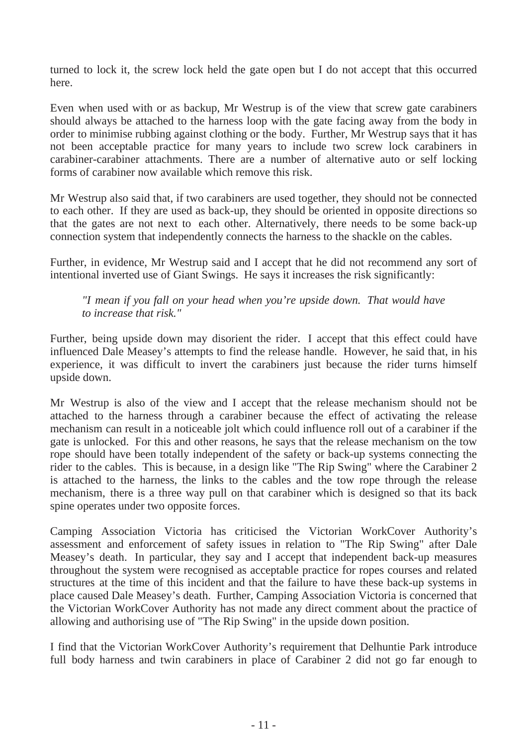turned to lock it, the screw lock held the gate open but I do not accept that this occurred here.

Even when used with or as backup, Mr Westrup is of the view that screw gate carabiners should always be attached to the harness loop with the gate facing away from the body in order to minimise rubbing against clothing or the body. Further, Mr Westrup says that it has not been acceptable practice for many years to include two screw lock carabiners in carabiner-carabiner attachments. There are a number of alternative auto or self locking forms of carabiner now available which remove this risk.

Mr Westrup also said that, if two carabiners are used together, they should not be connected to each other. If they are used as back-up, they should be oriented in opposite directions so that the gates are not next to each other. Alternatively, there needs to be some back-up connection system that independently connects the harness to the shackle on the cables.

Further, in evidence, Mr Westrup said and I accept that he did not recommend any sort of intentional inverted use of Giant Swings. He says it increases the risk significantly:

> *"I mean if you fall on your head when you're upside down. That would have to increase that risk."*

Further, being upside down may disorient the rider. I accept that this effect could have influenced Dale Measey's attempts to find the release handle. However, he said that, in his experience, it was difficult to invert the carabiners just because the rider turns himself upside down.

Mr Westrup is also of the view and I accept that the release mechanism should not be attached to the harness through a carabiner because the effect of activating the release mechanism can result in a noticeable jolt which could influence roll out of a carabiner if the gate is unlocked. For this and other reasons, he says that the release mechanism on the tow rope should have been totally independent of the safety or back-up systems connecting the rider to the cables. This is because, in a design like "The Rip Swing" where the Carabiner 2 is attached to the harness, the links to the cables and the tow rope through the release mechanism, there is a three way pull on that carabiner which is designed so that its back spine operates under two opposite forces.

Camping Association Victoria has criticised the Victorian WorkCover Authority's assessment and enforcement of safety issues in relation to "The Rip Swing" after Dale Measey's death. In particular, they say and I accept that independent back-up measures throughout the system were recognised as acceptable practice for ropes courses and related structures at the time of this incident and that the failure to have these back-up systems in place caused Dale Measey's death. Further, Camping Association Victoria is concerned that the Victorian WorkCover Authority has not made any direct comment about the practice of allowing and authorising use of "The Rip Swing" in the upside down position.

I find that the Victorian WorkCover Authority's requirement that Delhuntie Park introduce full body harness and twin carabiners in place of Carabiner 2 did not go far enough to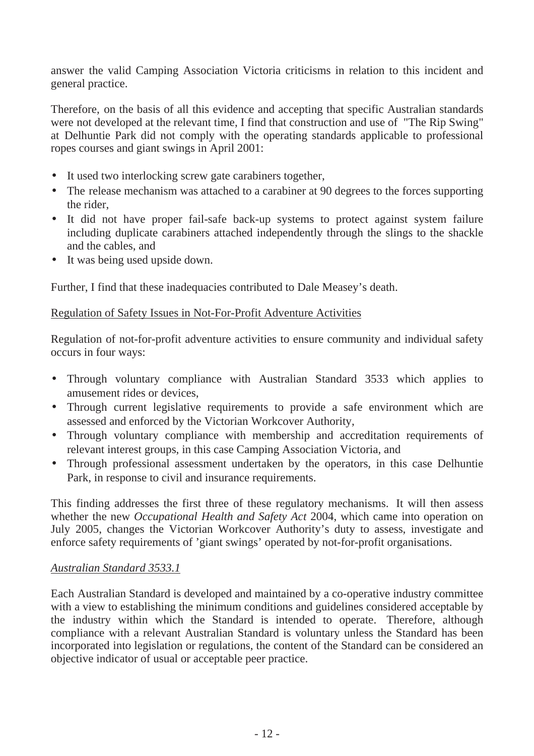answer the valid Camping Association Victoria criticisms in relation to this incident and general practice.

Therefore, on the basis of all this evidence and accepting that specific Australian standards were not developed at the relevant time, I find that construction and use of "The Rip Swing" at Delhuntie Park did not comply with the operating standards applicable to professional ropes courses and giant swings in April 2001:

- It used two interlocking screw gate carabiners together,
- The release mechanism was attached to a carabiner at 90 degrees to the forces supporting the rider,
- It did not have proper fail-safe back-up systems to protect against system failure including duplicate carabiners attached independently through the slings to the shackle and the cables, and
- It was being used upside down.

Further, I find that these inadequacies contributed to Dale Measey's death.

Regulation of Safety Issues in Not-For-Profit Adventure Activities

Regulation of not-for-profit adventure activities to ensure community and individual safety occurs in four ways:

- Through voluntary compliance with Australian Standard 3533 which applies to amusement rides or devices,
- Through current legislative requirements to provide a safe environment which are assessed and enforced by the Victorian Workcover Authority,
- Through voluntary compliance with membership and accreditation requirements of relevant interest groups, in this case Camping Association Victoria, and
- Through professional assessment undertaken by the operators, in this case Delhuntie Park, in response to civil and insurance requirements.

This finding addresses the first three of these regulatory mechanisms. It will then assess whether the new *Occupational Health and Safety Act* 2004, which came into operation on July 2005, changes the Victorian Workcover Authority's duty to assess, investigate and enforce safety requirements of 'giant swings' operated by not-for-profit organisations.

*Australian Standard 3533.1*

Each Australian Standard is developed and maintained by a co-operative industry committee with a view to establishing the minimum conditions and guidelines considered acceptable by the industry within which the Standard is intended to operate. Therefore, although compliance with a relevant Australian Standard is voluntary unless the Standard has been incorporated into legislation or regulations, the content of the Standard can be considered an objective indicator of usual or acceptable peer practice.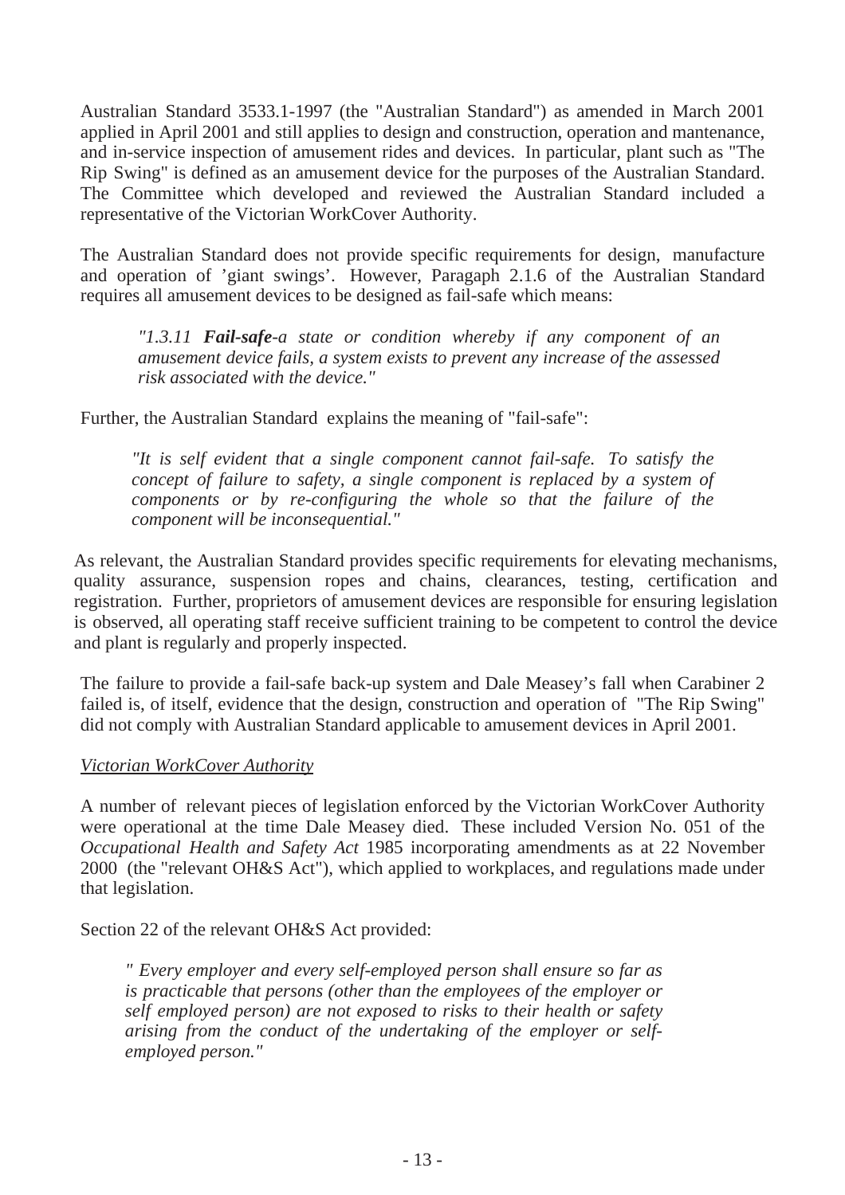Australian Standard 3533.1-1997 (the "Australian Standard") as amended in March 2001 applied in April 2001 and still applies to design and construction, operation and mantenance, and in-service inspection of amusement rides and devices. In particular, plant such as "The Rip Swing" is defined as an amusement device for the purposes of the Australian Standard. The Committee which developed and reviewed the Australian Standard included a representative of the Victorian WorkCover Authority.

The Australian Standard does not provide specific requirements for design, manufacture and operation of 'giant swings'. However, Paragaph 2.1.6 of the Australian Standard requires all amusement devices to be designed as fail-safe which means:

> *"1.3.11 **Fail-safe**-a state or condition whereby if any component of an amusement device fails, a system exists to prevent any increase of the assessed risk associated with the device."*

Further, the Australian Standard explains the meaning of "fail-safe":

> *"It is self evident that a single component cannot fail-safe. To satisfy the concept of failure to safety, a single component is replaced by a system of components or by re-configuring the whole so that the failure of the component will be inconsequential."*

As relevant, the Australian Standard provides specific requirements for elevating mechanisms, quality assurance, suspension ropes and chains, clearances, testing, certification and registration. Further, proprietors of amusement devices are responsible for ensuring legislation is observed, all operating staff receive sufficient training to be competent to control the device and plant is regularly and properly inspected.

The failure to provide a fail-safe back-up system and Dale Measey's fall when Carabiner 2 failed is, of itself, evidence that the design, construction and operation of "The Rip Swing" did not comply with Australian Standard applicable to amusement devices in April 2001.

*Victorian WorkCover Authority*

A number of relevant pieces of legislation enforced by the Victorian WorkCover Authority were operational at the time Dale Measey died. These included Version No. 051 of the *Occupational Health and Safety Act* 1985 incorporating amendments as at 22 November 2000 (the "relevant OH&S Act"), which applied to workplaces, and regulations made under that legislation.

Section 22 of the relevant OH&S Act provided:

> *" Every employer and every self-employed person shall ensure so far as is practicable that persons (other than the employees of the employer or self employed person) are not exposed to risks to their health or safety arising from the conduct of the undertaking of the employer or self-employed person."*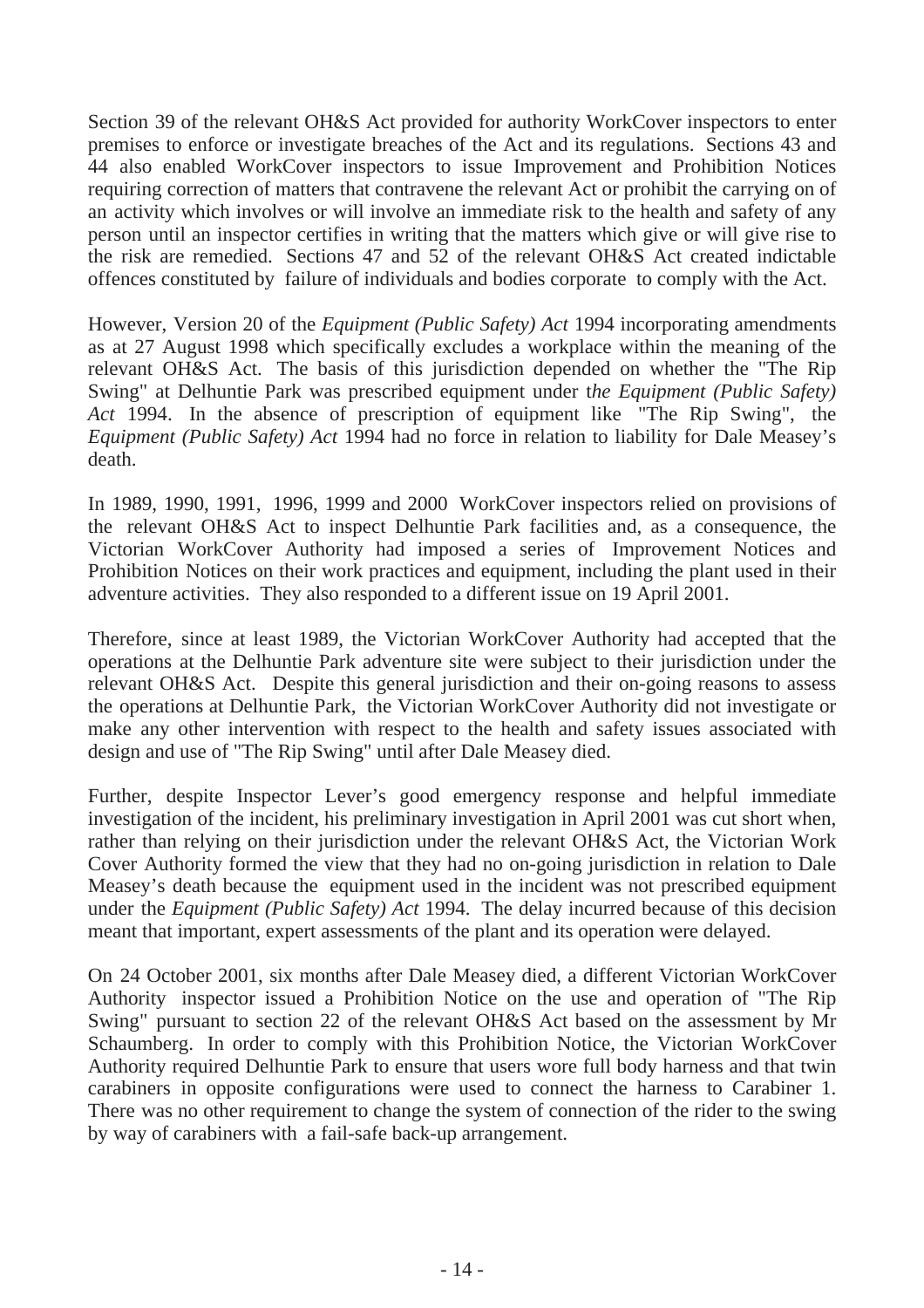Section 39 of the relevant OH&S Act provided for authority WorkCover inspectors to enter premises to enforce or investigate breaches of the Act and its regulations. Sections 43 and 44 also enabled WorkCover inspectors to issue Improvement and Prohibition Notices requiring correction of matters that contravene the relevant Act or prohibit the carrying on of an activity which involves or will involve an immediate risk to the health and safety of any person until an inspector certifies in writing that the matters which give or will give rise to the risk are remedied. Sections 47 and 52 of the relevant OH&S Act created indictable offences constituted by failure of individuals and bodies corporate to comply with the Act.

However, Version 20 of the *Equipment (Public Safety) Act* 1994 incorporating amendments as at 27 August 1998 which specifically excludes a workplace within the meaning of the relevant OH&S Act. The basis of this jurisdiction depended on whether the "The Rip Swing" at Delhuntie Park was prescribed equipment under t*he Equipment (Public Safety) Act* 1994. In the absence of prescription of equipment like "The Rip Swing", the *Equipment (Public Safety) Act* 1994 had no force in relation to liability for Dale Measey's death.

In 1989, 1990, 1991, 1996, 1999 and 2000 WorkCover inspectors relied on provisions of the relevant OH&S Act to inspect Delhuntie Park facilities and, as a consequence, the Victorian WorkCover Authority had imposed a series of Improvement Notices and Prohibition Notices on their work practices and equipment, including the plant used in their adventure activities. They also responded to a different issue on 19 April 2001.

Therefore, since at least 1989, the Victorian WorkCover Authority had accepted that the operations at the Delhuntie Park adventure site were subject to their jurisdiction under the relevant OH&S Act. Despite this general jurisdiction and their on-going reasons to assess the operations at Delhuntie Park, the Victorian WorkCover Authority did not investigate or make any other intervention with respect to the health and safety issues associated with design and use of "The Rip Swing" until after Dale Measey died.

Further, despite Inspector Lever's good emergency response and helpful immediate investigation of the incident, his preliminary investigation in April 2001 was cut short when, rather than relying on their jurisdiction under the relevant OH&S Act, the Victorian Work Cover Authority formed the view that they had no on-going jurisdiction in relation to Dale Measey's death because the equipment used in the incident was not prescribed equipment under the *Equipment (Public Safety) Act* 1994. The delay incurred because of this decision meant that important, expert assessments of the plant and its operation were delayed.

On 24 October 2001, six months after Dale Measey died, a different Victorian WorkCover Authority inspector issued a Prohibition Notice on the use and operation of "The Rip Swing" pursuant to section 22 of the relevant OH&S Act based on the assessment by Mr Schaumberg. In order to comply with this Prohibition Notice, the Victorian WorkCover Authority required Delhuntie Park to ensure that users wore full body harness and that twin carabiners in opposite configurations were used to connect the harness to Carabiner 1. There was no other requirement to change the system of connection of the rider to the swing by way of carabiners with a fail-safe back-up arrangement.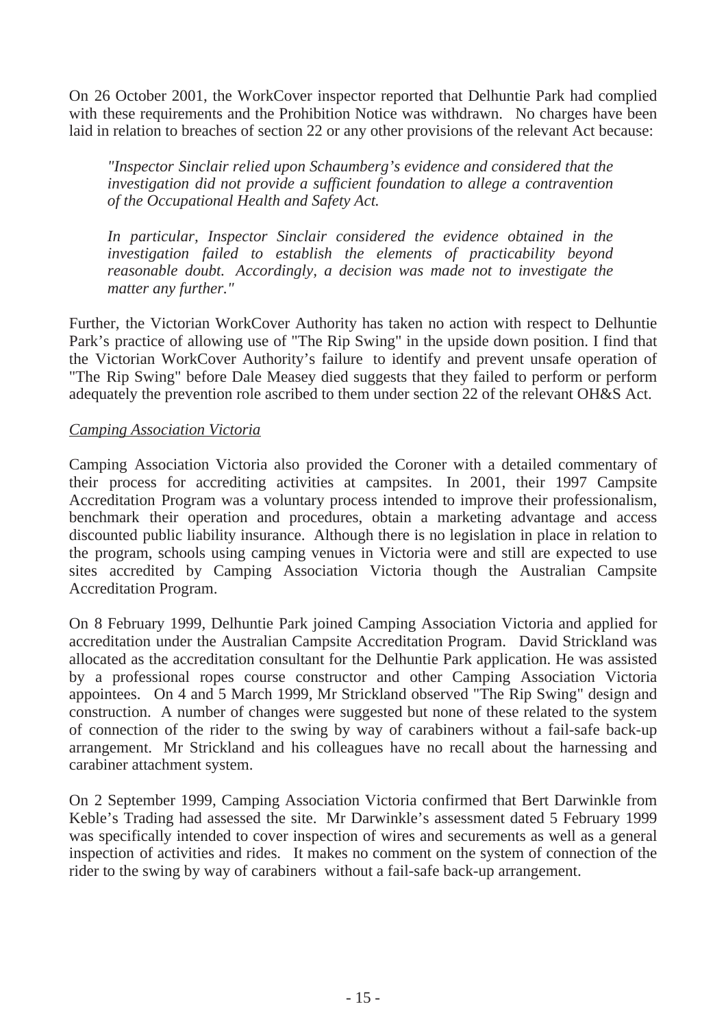On 26 October 2001, the WorkCover inspector reported that Delhuntie Park had complied with these requirements and the Prohibition Notice was withdrawn. No charges have been laid in relation to breaches of section 22 or any other provisions of the relevant Act because:

> *"Inspector Sinclair relied upon Schaumberg's evidence and considered that the investigation did not provide a sufficient foundation to allege a contravention of the Occupational Health and Safety Act.*
>
> *In particular, Inspector Sinclair considered the evidence obtained in the investigation failed to establish the elements of practicability beyond reasonable doubt. Accordingly, a decision was made not to investigate the matter any further."*

Further, the Victorian WorkCover Authority has taken no action with respect to Delhuntie Park's practice of allowing use of "The Rip Swing" in the upside down position. I find that the Victorian WorkCover Authority's failure to identify and prevent unsafe operation of "The Rip Swing" before Dale Measey died suggests that they failed to perform or perform adequately the prevention role ascribed to them under section 22 of the relevant OH&S Act.

*Camping Association Victoria*

Camping Association Victoria also provided the Coroner with a detailed commentary of their process for accrediting activities at campsites. In 2001, their 1997 Campsite Accreditation Program was a voluntary process intended to improve their professionalism, benchmark their operation and procedures, obtain a marketing advantage and access discounted public liability insurance. Although there is no legislation in place in relation to the program, schools using camping venues in Victoria were and still are expected to use sites accredited by Camping Association Victoria though the Australian Campsite Accreditation Program.

On 8 February 1999, Delhuntie Park joined Camping Association Victoria and applied for accreditation under the Australian Campsite Accreditation Program. David Strickland was allocated as the accreditation consultant for the Delhuntie Park application. He was assisted by a professional ropes course constructor and other Camping Association Victoria appointees. On 4 and 5 March 1999, Mr Strickland observed "The Rip Swing" design and construction. A number of changes were suggested but none of these related to the system of connection of the rider to the swing by way of carabiners without a fail-safe back-up arrangement. Mr Strickland and his colleagues have no recall about the harnessing and carabiner attachment system.

On 2 September 1999, Camping Association Victoria confirmed that Bert Darwinkle from Keble's Trading had assessed the site. Mr Darwinkle's assessment dated 5 February 1999 was specifically intended to cover inspection of wires and securements as well as a general inspection of activities and rides. It makes no comment on the system of connection of the rider to the swing by way of carabiners without a fail-safe back-up arrangement.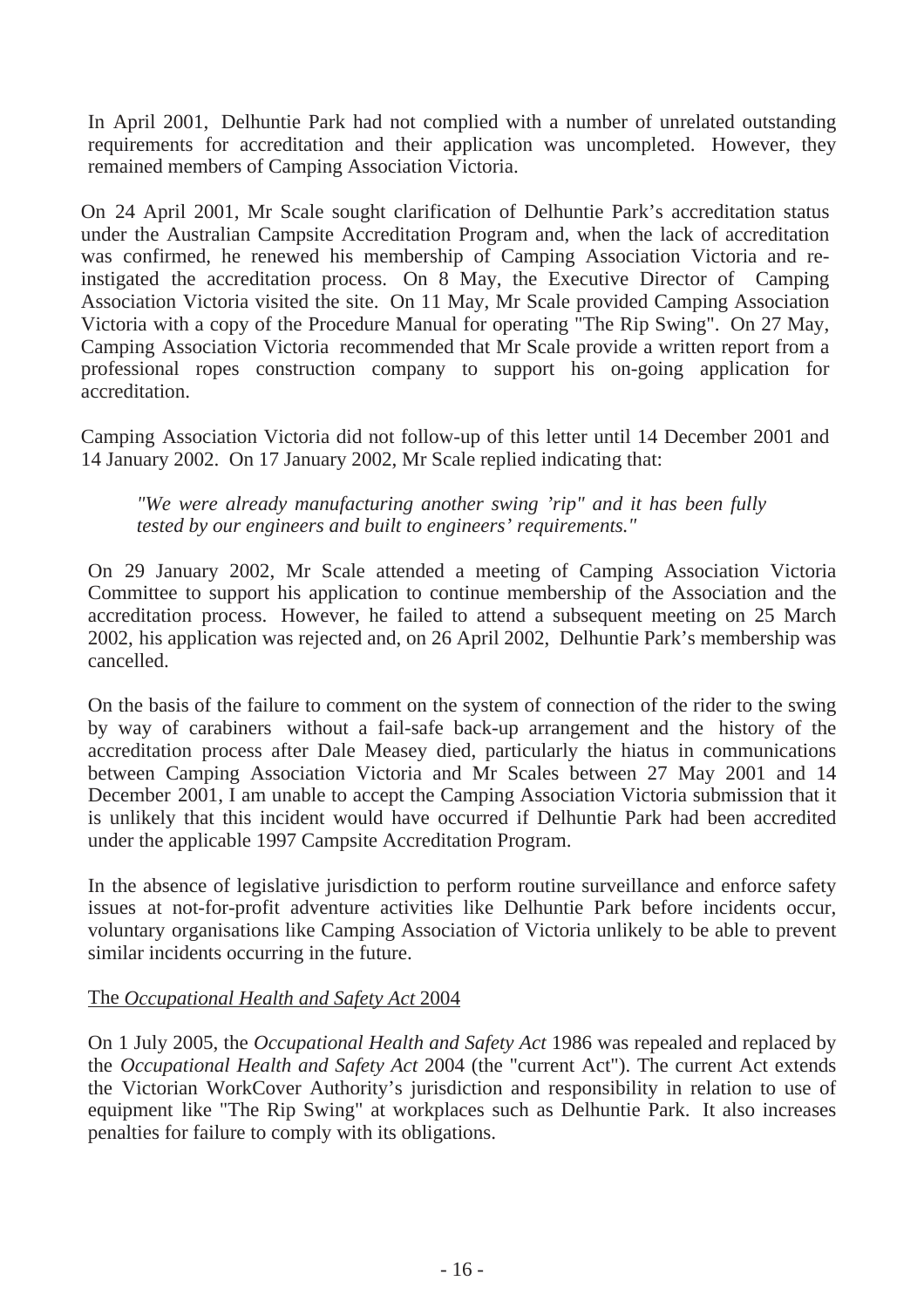In April 2001, Delhuntie Park had not complied with a number of unrelated outstanding requirements for accreditation and their application was uncompleted. However, they remained members of Camping Association Victoria.

On 24 April 2001, Mr Scale sought clarification of Delhuntie Park's accreditation status under the Australian Campsite Accreditation Program and, when the lack of accreditation was confirmed, he renewed his membership of Camping Association Victoria and re-instigated the accreditation process. On 8 May, the Executive Director of Camping Association Victoria visited the site. On 11 May, Mr Scale provided Camping Association Victoria with a copy of the Procedure Manual for operating "The Rip Swing". On 27 May, Camping Association Victoria recommended that Mr Scale provide a written report from a professional ropes construction company to support his on-going application for accreditation.

Camping Association Victoria did not follow-up of this letter until 14 December 2001 and 14 January 2002. On 17 January 2002, Mr Scale replied indicating that:

> *"We were already manufacturing another swing 'rip" and it has been fully tested by our engineers and built to engineers' requirements."*

On 29 January 2002, Mr Scale attended a meeting of Camping Association Victoria Committee to support his application to continue membership of the Association and the accreditation process. However, he failed to attend a subsequent meeting on 25 March 2002, his application was rejected and, on 26 April 2002, Delhuntie Park's membership was cancelled.

On the basis of the failure to comment on the system of connection of the rider to the swing by way of carabiners without a fail-safe back-up arrangement and the history of the accreditation process after Dale Measey died, particularly the hiatus in communications between Camping Association Victoria and Mr Scales between 27 May 2001 and 14 December 2001, I am unable to accept the Camping Association Victoria submission that it is unlikely that this incident would have occurred if Delhuntie Park had been accredited under the applicable 1997 Campsite Accreditation Program.

In the absence of legislative jurisdiction to perform routine surveillance and enforce safety issues at not-for-profit adventure activities like Delhuntie Park before incidents occur, voluntary organisations like Camping Association of Victoria unlikely to be able to prevent similar incidents occurring in the future.

## The *Occupational Health and Safety Act* 2004

On 1 July 2005, the *Occupational Health and Safety Act* 1986 was repealed and replaced by the *Occupational Health and Safety Act* 2004 (the "current Act"). The current Act extends the Victorian WorkCover Authority's jurisdiction and responsibility in relation to use of equipment like "The Rip Swing" at workplaces such as Delhuntie Park. It also increases penalties for failure to comply with its obligations.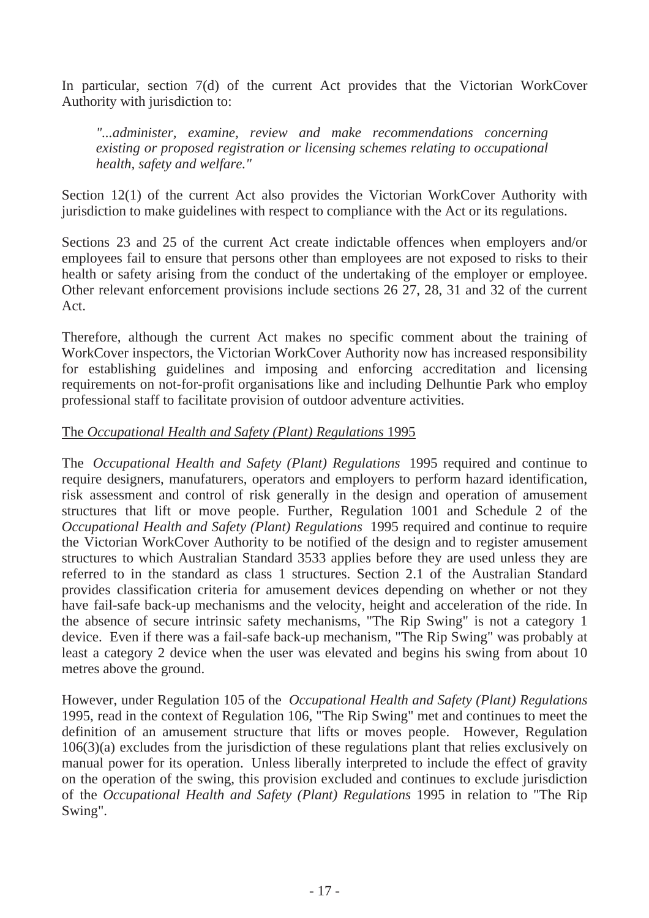In particular, section 7(d) of the current Act provides that the Victorian WorkCover Authority with jurisdiction to:

> *"...administer, examine, review and make recommendations concerning existing or proposed registration or licensing schemes relating to occupational health, safety and welfare."*

Section 12(1) of the current Act also provides the Victorian WorkCover Authority with jurisdiction to make guidelines with respect to compliance with the Act or its regulations.

Sections 23 and 25 of the current Act create indictable offences when employers and/or employees fail to ensure that persons other than employees are not exposed to risks to their health or safety arising from the conduct of the undertaking of the employer or employee. Other relevant enforcement provisions include sections 26 27, 28, 31 and 32 of the current Act.

Therefore, although the current Act makes no specific comment about the training of WorkCover inspectors, the Victorian WorkCover Authority now has increased responsibility for establishing guidelines and imposing and enforcing accreditation and licensing requirements on not-for-profit organisations like and including Delhuntie Park who employ professional staff to facilitate provision of outdoor adventure activities.

<u>The *Occupational Health and Safety (Plant) Regulations* 1995</u>

The *Occupational Health and Safety (Plant) Regulations* 1995 required and continue to require designers, manufaturers, operators and employers to perform hazard identification, risk assessment and control of risk generally in the design and operation of amusement structures that lift or move people. Further, Regulation 1001 and Schedule 2 of the *Occupational Health and Safety (Plant) Regulations* 1995 required and continue to require the Victorian WorkCover Authority to be notified of the design and to register amusement structures to which Australian Standard 3533 applies before they are used unless they are referred to in the standard as class 1 structures. Section 2.1 of the Australian Standard provides classification criteria for amusement devices depending on whether or not they have fail-safe back-up mechanisms and the velocity, height and acceleration of the ride. In the absence of secure intrinsic safety mechanisms, "The Rip Swing" is not a category 1 device. Even if there was a fail-safe back-up mechanism, "The Rip Swing" was probably at least a category 2 device when the user was elevated and begins his swing from about 10 metres above the ground.

However, under Regulation 105 of the *Occupational Health and Safety (Plant) Regulations* 1995, read in the context of Regulation 106, "The Rip Swing" met and continues to meet the definition of an amusement structure that lifts or moves people. However, Regulation 106(3)(a) excludes from the jurisdiction of these regulations plant that relies exclusively on manual power for its operation. Unless liberally interpreted to include the effect of gravity on the operation of the swing, this provision excluded and continues to exclude jurisdiction of the *Occupational Health and Safety (Plant) Regulations* 1995 in relation to "The Rip Swing".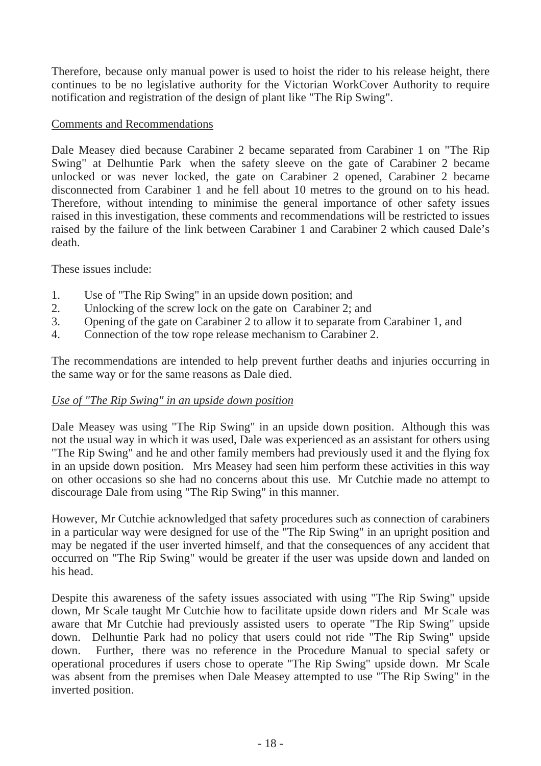Therefore, because only manual power is used to hoist the rider to his release height, there continues to be no legislative authority for the Victorian WorkCover Authority to require notification and registration of the design of plant like "The Rip Swing".

<u>Comments and Recommendations</u>

Dale Measey died because Carabiner 2 became separated from Carabiner 1 on "The Rip Swing" at Delhuntie Park when the safety sleeve on the gate of Carabiner 2 became unlocked or was never locked, the gate on Carabiner 2 opened, Carabiner 2 became disconnected from Carabiner 1 and he fell about 10 metres to the ground on to his head. Therefore, without intending to minimise the general importance of other safety issues raised in this investigation, these comments and recommendations will be restricted to issues raised by the failure of the link between Carabiner 1 and Carabiner 2 which caused Dale's death.

These issues include:

1. Use of "The Rip Swing" in an upside down position; and
2. Unlocking of the screw lock on the gate on Carabiner 2; and
3. Opening of the gate on Carabiner 2 to allow it to separate from Carabiner 1, and
4. Connection of the tow rope release mechanism to Carabiner 2.

The recommendations are intended to help prevent further deaths and injuries occurring in the same way or for the same reasons as Dale died.

<u>*Use of "The Rip Swing" in an upside down position*</u>

Dale Measey was using "The Rip Swing" in an upside down position. Although this was not the usual way in which it was used, Dale was experienced as an assistant for others using "The Rip Swing" and he and other family members had previously used it and the flying fox in an upside down position. Mrs Measey had seen him perform these activities in this way on other occasions so she had no concerns about this use. Mr Cutchie made no attempt to discourage Dale from using "The Rip Swing" in this manner.

However, Mr Cutchie acknowledged that safety procedures such as connection of carabiners in a particular way were designed for use of the "The Rip Swing" in an upright position and may be negated if the user inverted himself, and that the consequences of any accident that occurred on "The Rip Swing" would be greater if the user was upside down and landed on his head.

Despite this awareness of the safety issues associated with using "The Rip Swing" upside down, Mr Scale taught Mr Cutchie how to facilitate upside down riders and Mr Scale was aware that Mr Cutchie had previously assisted users to operate "The Rip Swing" upside down. Delhuntie Park had no policy that users could not ride "The Rip Swing" upside down. Further, there was no reference in the Procedure Manual to special safety or operational procedures if users chose to operate "The Rip Swing" upside down. Mr Scale was absent from the premises when Dale Measey attempted to use "The Rip Swing" in the inverted position.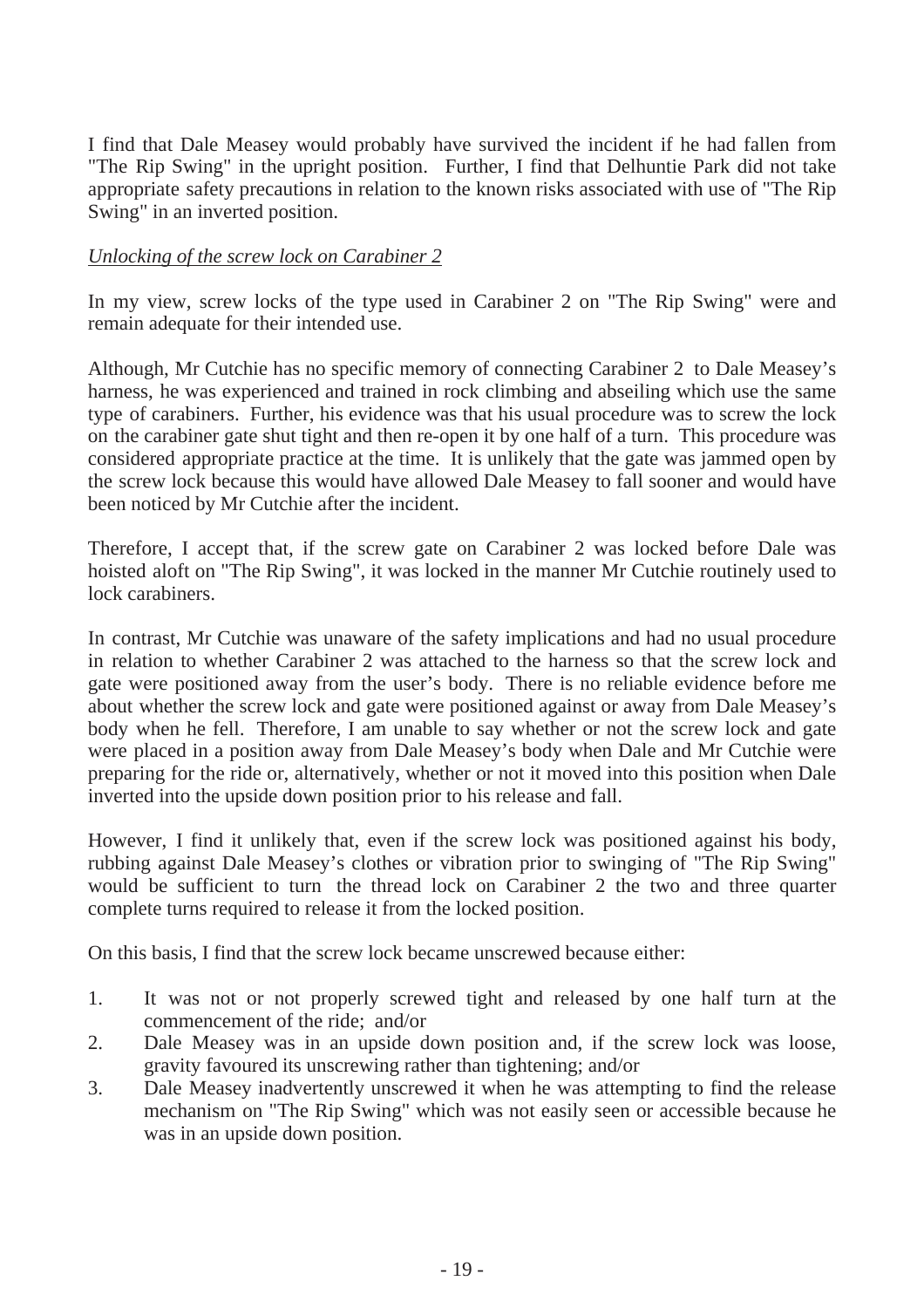I find that Dale Measey would probably have survived the incident if he had fallen from "The Rip Swing" in the upright position. Further, I find that Delhuntie Park did not take appropriate safety precautions in relation to the known risks associated with use of "The Rip Swing" in an inverted position.

*Unlocking of the screw lock on Carabiner 2*

In my view, screw locks of the type used in Carabiner 2 on "The Rip Swing" were and remain adequate for their intended use.

Although, Mr Cutchie has no specific memory of connecting Carabiner 2 to Dale Measey's harness, he was experienced and trained in rock climbing and abseiling which use the same type of carabiners. Further, his evidence was that his usual procedure was to screw the lock on the carabiner gate shut tight and then re-open it by one half of a turn. This procedure was considered appropriate practice at the time. It is unlikely that the gate was jammed open by the screw lock because this would have allowed Dale Measey to fall sooner and would have been noticed by Mr Cutchie after the incident.

Therefore, I accept that, if the screw gate on Carabiner 2 was locked before Dale was hoisted aloft on "The Rip Swing", it was locked in the manner Mr Cutchie routinely used to lock carabiners.

In contrast, Mr Cutchie was unaware of the safety implications and had no usual procedure in relation to whether Carabiner 2 was attached to the harness so that the screw lock and gate were positioned away from the user's body. There is no reliable evidence before me about whether the screw lock and gate were positioned against or away from Dale Measey's body when he fell. Therefore, I am unable to say whether or not the screw lock and gate were placed in a position away from Dale Measey's body when Dale and Mr Cutchie were preparing for the ride or, alternatively, whether or not it moved into this position when Dale inverted into the upside down position prior to his release and fall.

However, I find it unlikely that, even if the screw lock was positioned against his body, rubbing against Dale Measey's clothes or vibration prior to swinging of "The Rip Swing" would be sufficient to turn the thread lock on Carabiner 2 the two and three quarter complete turns required to release it from the locked position.

On this basis, I find that the screw lock became unscrewed because either:

1. It was not or not properly screwed tight and released by one half turn at the commencement of the ride; and/or
2. Dale Measey was in an upside down position and, if the screw lock was loose, gravity favoured its unscrewing rather than tightening; and/or
3. Dale Measey inadvertently unscrewed it when he was attempting to find the release mechanism on "The Rip Swing" which was not easily seen or accessible because he was in an upside down position.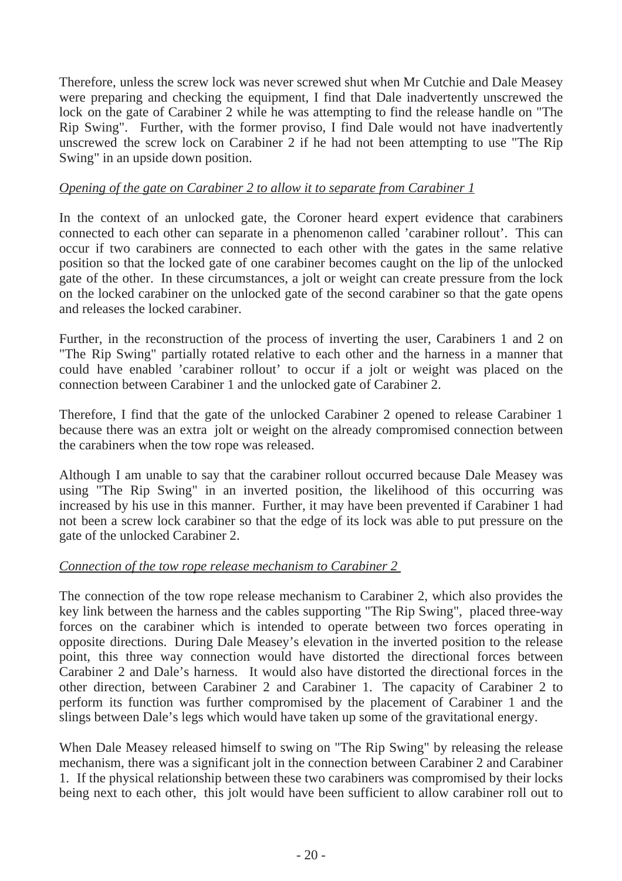Therefore, unless the screw lock was never screwed shut when Mr Cutchie and Dale Measey were preparing and checking the equipment, I find that Dale inadvertently unscrewed the lock on the gate of Carabiner 2 while he was attempting to find the release handle on "The Rip Swing". Further, with the former proviso, I find Dale would not have inadvertently unscrewed the screw lock on Carabiner 2 if he had not been attempting to use "The Rip Swing" in an upside down position.

*Opening of the gate on Carabiner 2 to allow it to separate from Carabiner 1*

In the context of an unlocked gate, the Coroner heard expert evidence that carabiners connected to each other can separate in a phenomenon called 'carabiner rollout'. This can occur if two carabiners are connected to each other with the gates in the same relative position so that the locked gate of one carabiner becomes caught on the lip of the unlocked gate of the other. In these circumstances, a jolt or weight can create pressure from the lock on the locked carabiner on the unlocked gate of the second carabiner so that the gate opens and releases the locked carabiner.

Further, in the reconstruction of the process of inverting the user, Carabiners 1 and 2 on "The Rip Swing" partially rotated relative to each other and the harness in a manner that could have enabled 'carabiner rollout' to occur if a jolt or weight was placed on the connection between Carabiner 1 and the unlocked gate of Carabiner 2.

Therefore, I find that the gate of the unlocked Carabiner 2 opened to release Carabiner 1 because there was an extra jolt or weight on the already compromised connection between the carabiners when the tow rope was released.

Although I am unable to say that the carabiner rollout occurred because Dale Measey was using "The Rip Swing" in an inverted position, the likelihood of this occurring was increased by his use in this manner. Further, it may have been prevented if Carabiner 1 had not been a screw lock carabiner so that the edge of its lock was able to put pressure on the gate of the unlocked Carabiner 2.

*Connection of the tow rope release mechanism to Carabiner 2*

The connection of the tow rope release mechanism to Carabiner 2, which also provides the key link between the harness and the cables supporting "The Rip Swing", placed three-way forces on the carabiner which is intended to operate between two forces operating in opposite directions. During Dale Measey's elevation in the inverted position to the release point, this three way connection would have distorted the directional forces between Carabiner 2 and Dale's harness. It would also have distorted the directional forces in the other direction, between Carabiner 2 and Carabiner 1. The capacity of Carabiner 2 to perform its function was further compromised by the placement of Carabiner 1 and the slings between Dale's legs which would have taken up some of the gravitational energy.

When Dale Measey released himself to swing on "The Rip Swing" by releasing the release mechanism, there was a significant jolt in the connection between Carabiner 2 and Carabiner 1. If the physical relationship between these two carabiners was compromised by their locks being next to each other, this jolt would have been sufficient to allow carabiner roll out to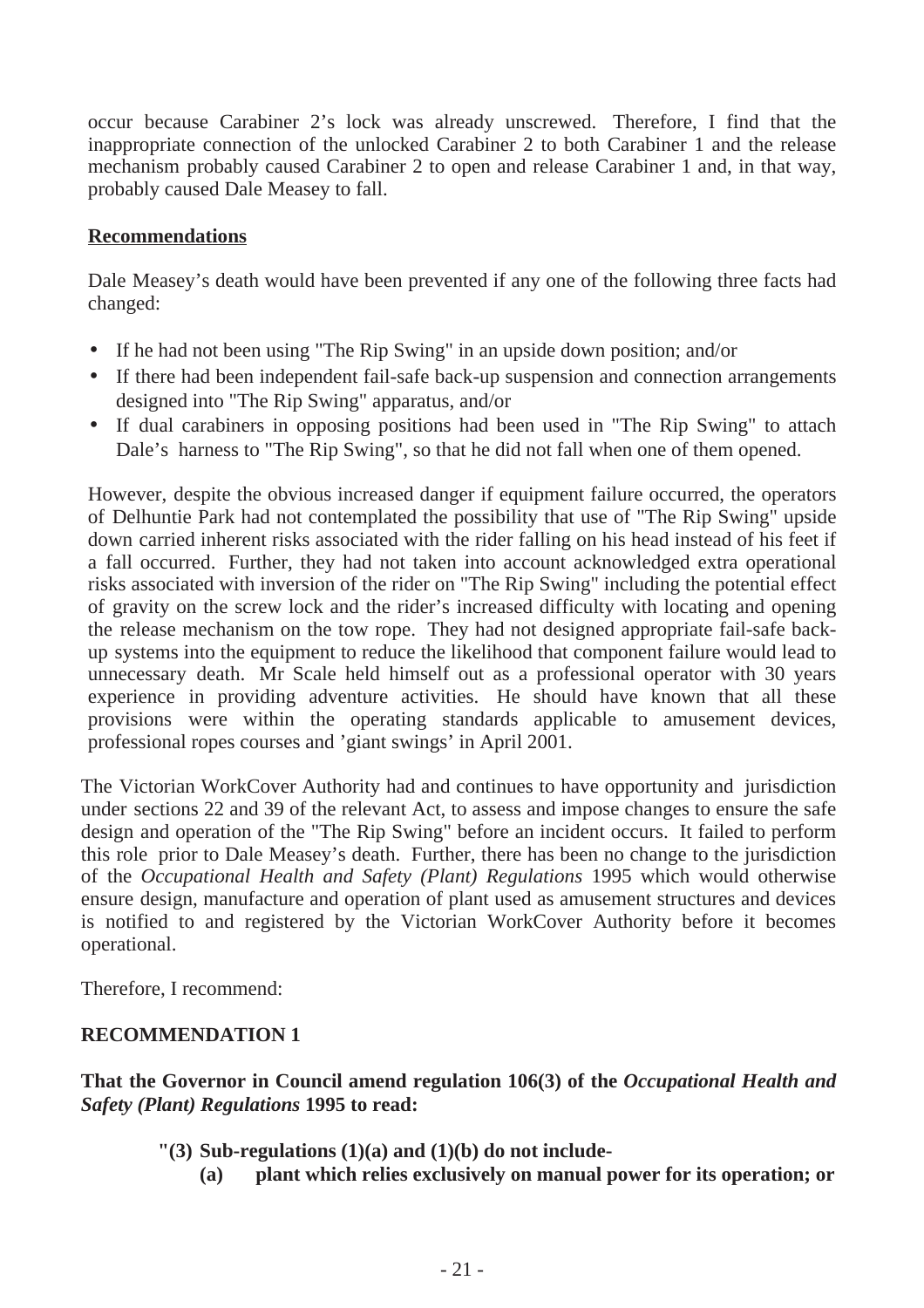occur because Carabiner 2's lock was already unscrewed. Therefore, I find that the inappropriate connection of the unlocked Carabiner 2 to both Carabiner 1 and the release mechanism probably caused Carabiner 2 to open and release Carabiner 1 and, in that way, probably caused Dale Measey to fall.

**Recommendations**

Dale Measey's death would have been prevented if any one of the following three facts had changed:

- If he had not been using "The Rip Swing" in an upside down position; and/or
- If there had been independent fail-safe back-up suspension and connection arrangements designed into "The Rip Swing" apparatus, and/or
- If dual carabiners in opposing positions had been used in "The Rip Swing" to attach Dale's harness to "The Rip Swing", so that he did not fall when one of them opened.

However, despite the obvious increased danger if equipment failure occurred, the operators of Delhuntie Park had not contemplated the possibility that use of "The Rip Swing" upside down carried inherent risks associated with the rider falling on his head instead of his feet if a fall occurred. Further, they had not taken into account acknowledged extra operational risks associated with inversion of the rider on "The Rip Swing" including the potential effect of gravity on the screw lock and the rider's increased difficulty with locating and opening the release mechanism on the tow rope. They had not designed appropriate fail-safe back-up systems into the equipment to reduce the likelihood that component failure would lead to unnecessary death. Mr Scale held himself out as a professional operator with 30 years experience in providing adventure activities. He should have known that all these provisions were within the operating standards applicable to amusement devices, professional ropes courses and 'giant swings' in April 2001.

The Victorian WorkCover Authority had and continues to have opportunity and jurisdiction under sections 22 and 39 of the relevant Act, to assess and impose changes to ensure the safe design and operation of the "The Rip Swing" before an incident occurs. It failed to perform this role prior to Dale Measey's death. Further, there has been no change to the jurisdiction of the *Occupational Health and Safety (Plant) Regulations* 1995 which would otherwise ensure design, manufacture and operation of plant used as amusement structures and devices is notified to and registered by the Victorian WorkCover Authority before it becomes operational.

Therefore, I recommend:

**RECOMMENDATION 1**

**That the Governor in Council amend regulation 106(3) of the *Occupational Health and Safety (Plant) Regulations* 1995 to read:**

**"(3) Sub-regulations (1)(a) and (1)(b) do not include-**
**(a) plant which relies exclusively on manual power for its operation; or**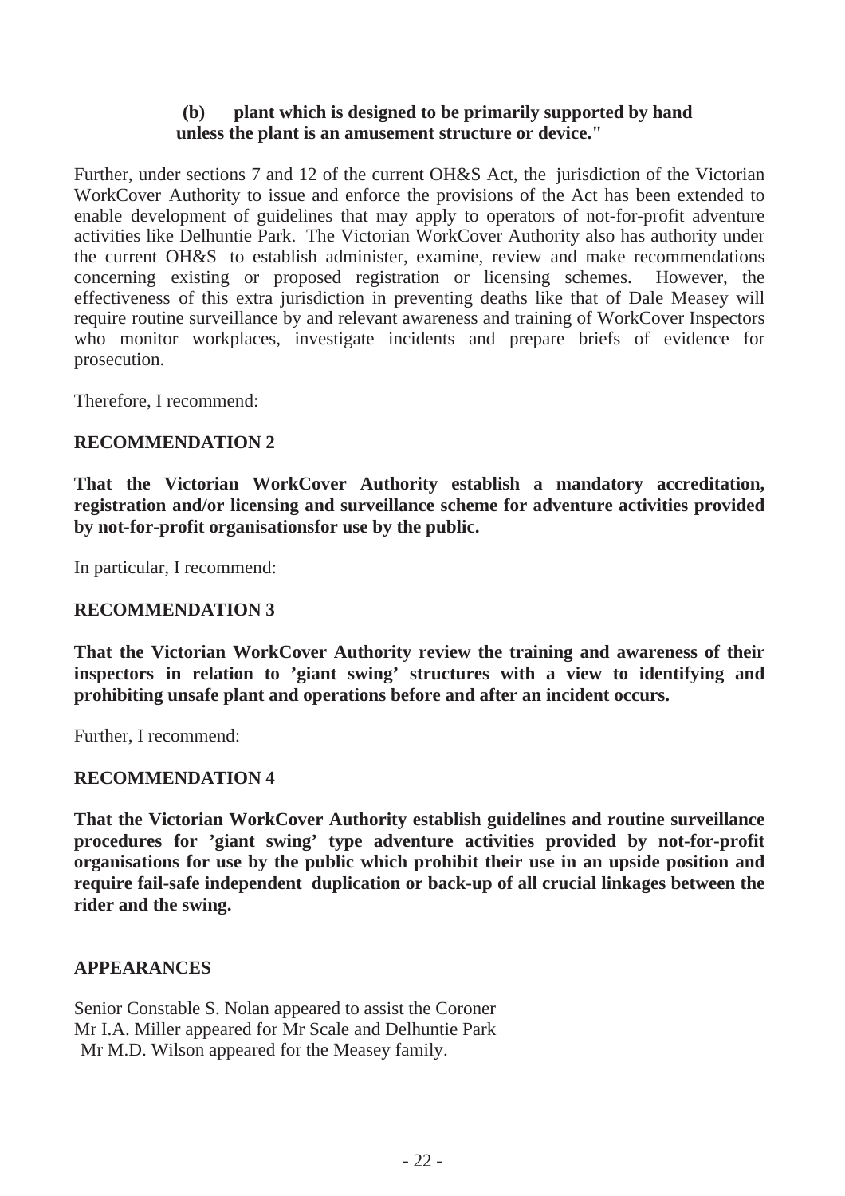**(b) plant which is designed to be primarily supported by hand unless the plant is an amusement structure or device."**

Further, under sections 7 and 12 of the current OH&S Act, the jurisdiction of the Victorian WorkCover Authority to issue and enforce the provisions of the Act has been extended to enable development of guidelines that may apply to operators of not-for-profit adventure activities like Delhuntie Park. The Victorian WorkCover Authority also has authority under the current OH&S to establish administer, examine, review and make recommendations concerning existing or proposed registration or licensing schemes. However, the effectiveness of this extra jurisdiction in preventing deaths like that of Dale Measey will require routine surveillance by and relevant awareness and training of WorkCover Inspectors who monitor workplaces, investigate incidents and prepare briefs of evidence for prosecution.

Therefore, I recommend:

**RECOMMENDATION 2**

**That the Victorian WorkCover Authority establish a mandatory accreditation, registration and/or licensing and surveillance scheme for adventure activities provided by not-for-profit organisationsfor use by the public.**

In particular, I recommend:

**RECOMMENDATION 3**

**That the Victorian WorkCover Authority review the training and awareness of their inspectors in relation to 'giant swing' structures with a view to identifying and prohibiting unsafe plant and operations before and after an incident occurs.**

Further, I recommend:

**RECOMMENDATION 4**

**That the Victorian WorkCover Authority establish guidelines and routine surveillance procedures for 'giant swing' type adventure activities provided by not-for-profit organisations for use by the public which prohibit their use in an upside position and require fail-safe independent duplication or back-up of all crucial linkages between the rider and the swing.**

**APPEARANCES**

Senior Constable S. Nolan appeared to assist the Coroner
Mr I.A. Miller appeared for Mr Scale and Delhuntie Park
Mr M.D. Wilson appeared for the Measey family.